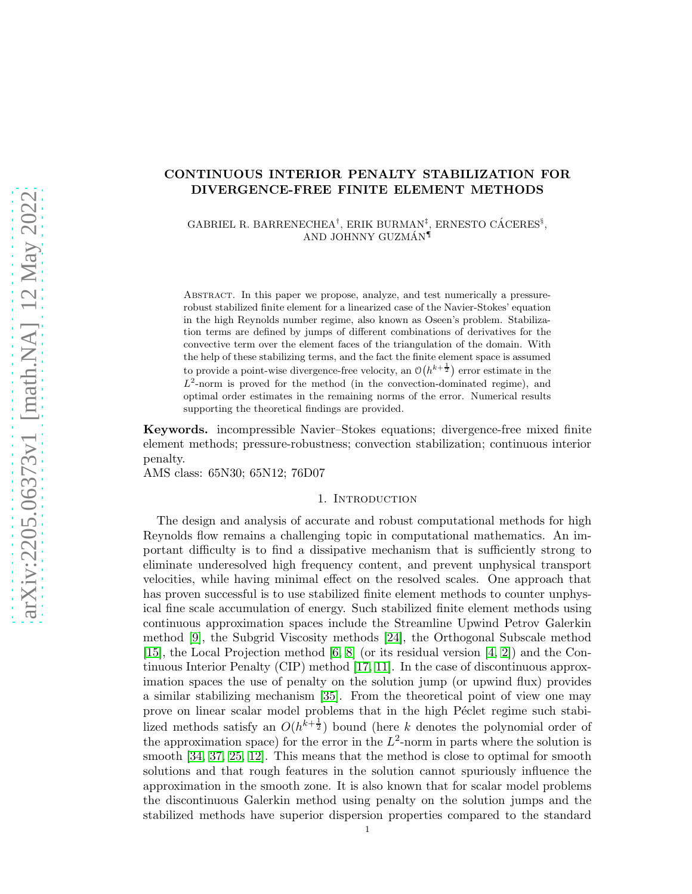# CONTINUOUS INTERIOR PENALTY STABILIZATION FOR DIVERGENCE-FREE FINITE ELEMENT METHODS

GABRIEL R. BARRENECHEA[†], ERIK BURMAN[‡], ERNESTO CÁCERES[§], AND JOHNNY GUZMÁN[¶]

Abstract. In this paper we propose, analyze, and test numerically a pressure-robust stabilized finite element for a linearized case of the Navier-Stokes' equation in the high Reynolds number regime, also known as Oseen's problem. Stabilization terms are defined by jumps of different combinations of derivatives for the convective term over the element faces of the triangulation of the domain. With the help of these stabilizing terms, and the fact the finite element space is assumed to provide a point-wise divergence-free velocity, an $\mathcal{O}(h^{k+\frac{1}{2}})$ error estimate in the $L^2$-norm is proved for the method (in the convection-dominated regime), and optimal order estimates in the remaining norms of the error. Numerical results supporting the theoretical findings are provided.

**Keywords.** incompressible Navier–Stokes equations; divergence-free mixed finite element methods; pressure-robustness; convection stabilization; continuous interior penalty.

AMS class: 65N30; 65N12; 76D07

## 1. Introduction

The design and analysis of accurate and robust computational methods for high Reynolds flow remains a challenging topic in computational mathematics. An important difficulty is to find a dissipative mechanism that is sufficiently strong to eliminate underesolved high frequency content, and prevent unphysical transport velocities, while having minimal effect on the resolved scales. One approach that has proven successful is to use stabilized finite element methods to counter unphysical fine scale accumulation of energy. Such stabilized finite element methods using continuous approximation spaces include the Streamline Upwind Petrov Galerkin method [9], the Subgrid Viscosity methods [24], the Orthogonal Subscale method [15], the Local Projection method [6, 8] (or its residual version [4, 2]) and the Continuous Interior Penalty (CIP) method [17, 11]. In the case of discontinuous approximation spaces the use of penalty on the solution jump (or upwind flux) provides a similar stabilizing mechanism [35]. From the theoretical point of view one may prove on linear scalar model problems that in the high Péclet regime such stabilized methods satisfy an $O(h^{k+\frac{1}{2}})$ bound (here $k$ denotes the polynomial order of the approximation space) for the error in the $L^2$-norm in parts where the solution is smooth [34, 37, 25, 12]. This means that the method is close to optimal for smooth solutions and that rough features in the solution cannot spuriously influence the approximation in the smooth zone. It is also known that for scalar model problems the discontinuous Galerkin method using penalty on the solution jumps and the stabilized methods have superior dispersion properties compared to the standard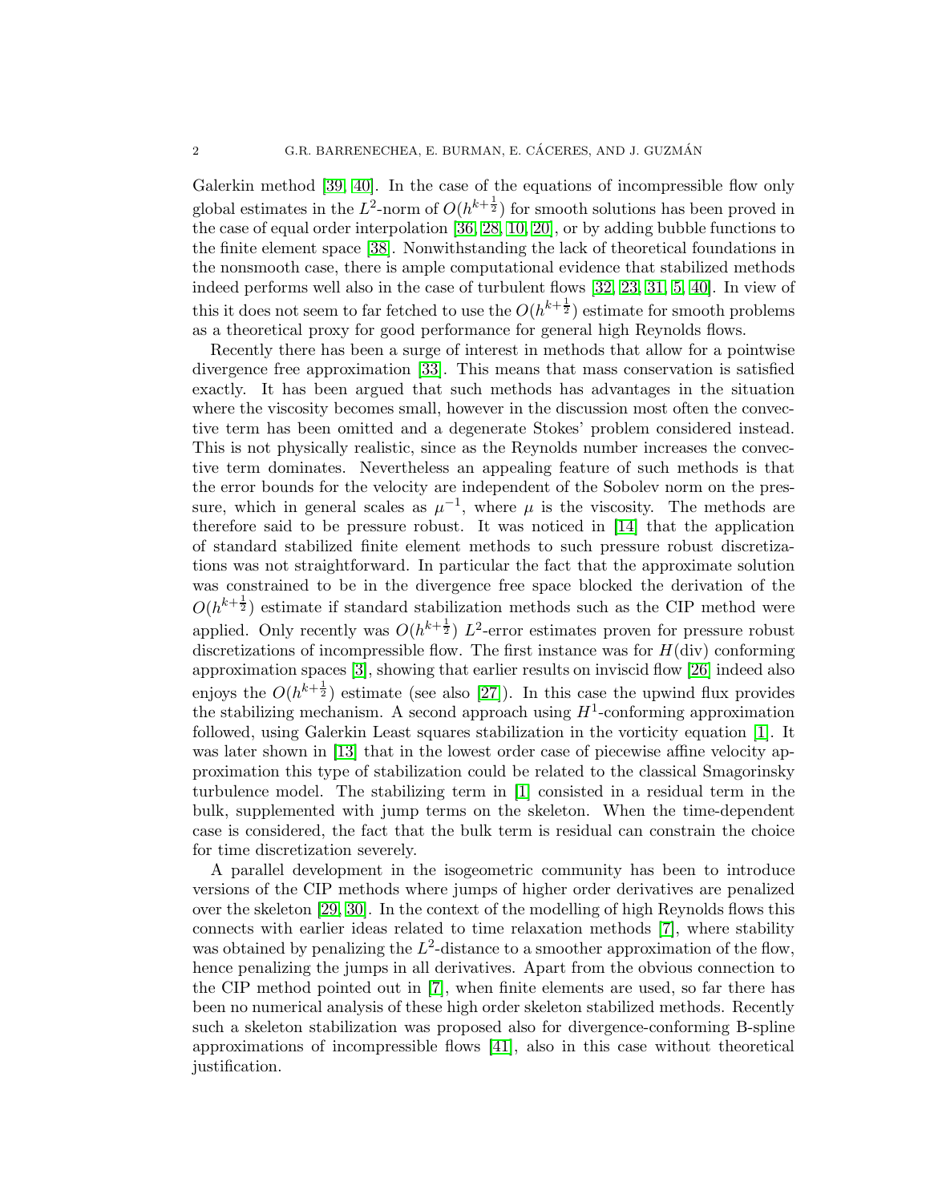Galerkin method [39, 40]. In the case of the equations of incompressible flow only global estimates in the $L^2$-norm of $O(h^{k+\frac{1}{2}})$ for smooth solutions has been proved in the case of equal order interpolation [36, 28, 10, 20], or by adding bubble functions to the finite element space [38]. Nonwithstanding the lack of theoretical foundations in the nonsmooth case, there is ample computational evidence that stabilized methods indeed performs well also in the case of turbulent flows [32, 23, 31, 5, 40]. In view of this it does not seem to far fetched to use the $O(h^{k+\frac{1}{2}})$ estimate for smooth problems as a theoretical proxy for good performance for general high Reynolds flows.

Recently there has been a surge of interest in methods that allow for a pointwise divergence free approximation [33]. This means that mass conservation is satisfied exactly. It has been argued that such methods has advantages in the situation where the viscosity becomes small, however in the discussion most often the convective term has been omitted and a degenerate Stokes' problem considered instead. This is not physically realistic, since as the Reynolds number increases the convective term dominates. Nevertheless an appealing feature of such methods is that the error bounds for the velocity are independent of the Sobolev norm on the pressure, which in general scales as $\mu^{-1}$, where $\mu$ is the viscosity. The methods are therefore said to be pressure robust. It was noticed in [14] that the application of standard stabilized finite element methods to such pressure robust discretizations was not straightforward. In particular the fact that the approximate solution was constrained to be in the divergence free space blocked the derivation of the $O(h^{k+\frac{1}{2}})$ estimate if standard stabilization methods such as the CIP method were applied. Only recently was $O(h^{k+\frac{1}{2}})$ $L^2$-error estimates proven for pressure robust discretizations of incompressible flow. The first instance was for $H(\text{div})$ conforming approximation spaces [3], showing that earlier results on inviscid flow [26] indeed also enjoys the $O(h^{k+\frac{1}{2}})$ estimate (see also [27]). In this case the upwind flux provides the stabilizing mechanism. A second approach using $H^1$-conforming approximation followed, using Galerkin Least squares stabilization in the vorticity equation [1]. It was later shown in [13] that in the lowest order case of piecewise affine velocity approximation this type of stabilization could be related to the classical Smagorinsky turbulence model. The stabilizing term in [1] consisted in a residual term in the bulk, supplemented with jump terms on the skeleton. When the time-dependent case is considered, the fact that the bulk term is residual can constrain the choice for time discretization severely.

A parallel development in the isogeometric community has been to introduce versions of the CIP methods where jumps of higher order derivatives are penalized over the skeleton [29, 30]. In the context of the modelling of high Reynolds flows this connects with earlier ideas related to time relaxation methods [7], where stability was obtained by penalizing the $L^2$-distance to a smoother approximation of the flow, hence penalizing the jumps in all derivatives. Apart from the obvious connection to the CIP method pointed out in [7], when finite elements are used, so far there has been no numerical analysis of these high order skeleton stabilized methods. Recently such a skeleton stabilization was proposed also for divergence-conforming B-spline approximations of incompressible flows [41], also in this case without theoretical justification.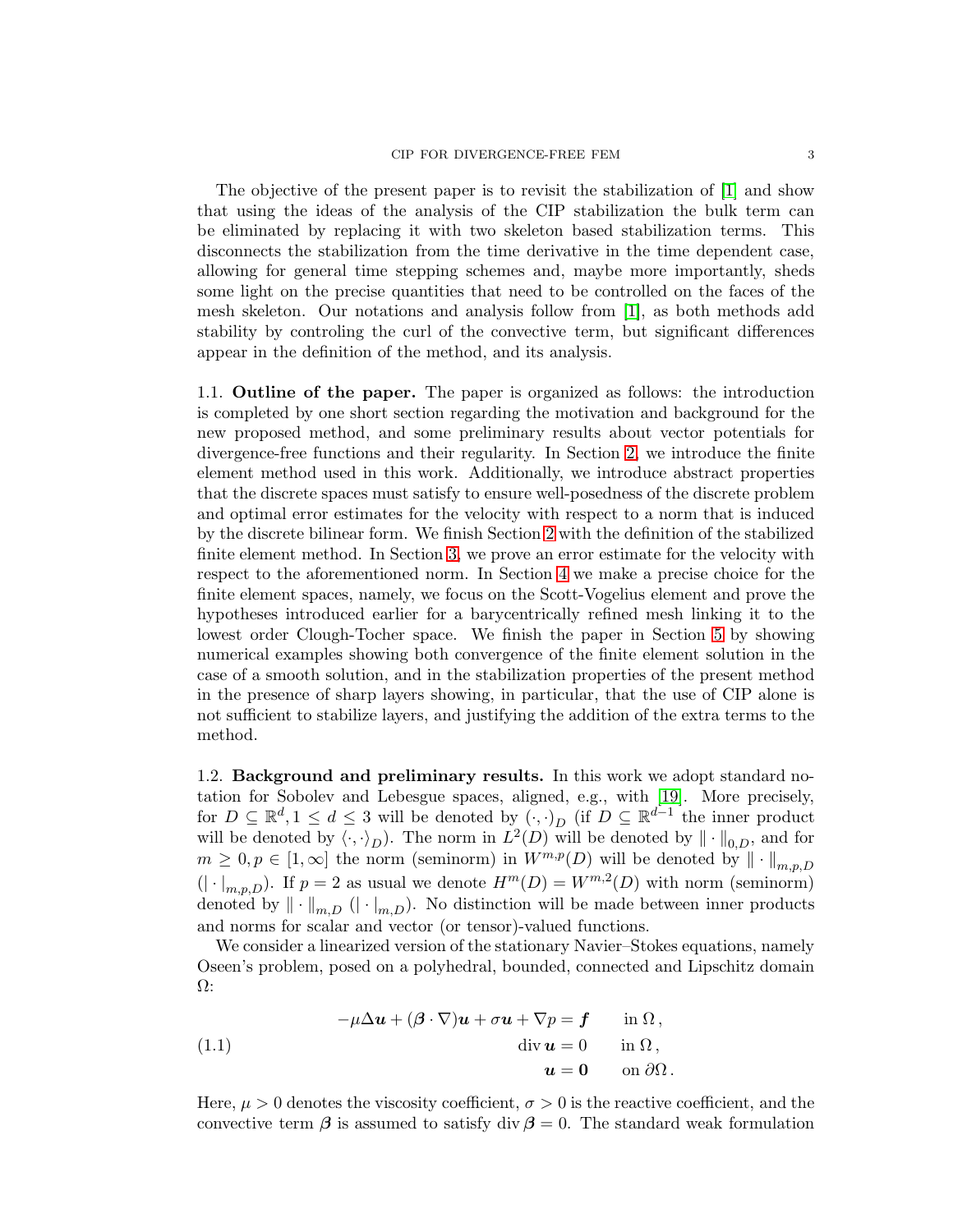The objective of the present paper is to revisit the stabilization of [1] and show that using the ideas of the analysis of the CIP stabilization the bulk term can be eliminated by replacing it with two skeleton based stabilization terms. This disconnects the stabilization from the time derivative in the time dependent case, allowing for general time stepping schemes and, maybe more importantly, sheds some light on the precise quantities that need to be controlled on the faces of the mesh skeleton. Our notations and analysis follow from [1], as both methods add stability by controling the curl of the convective term, but significant differences appear in the definition of the method, and its analysis.

### 1.1. Outline of the paper.

The paper is organized as follows: the introduction is completed by one short section regarding the motivation and background for the new proposed method, and some preliminary results about vector potentials for divergence-free functions and their regularity. In Section 2, we introduce the finite element method used in this work. Additionally, we introduce abstract properties that the discrete spaces must satisfy to ensure well-posedness of the discrete problem and optimal error estimates for the velocity with respect to a norm that is induced by the discrete bilinear form. We finish Section 2 with the definition of the stabilized finite element method. In Section 3, we prove an error estimate for the velocity with respect to the aforementioned norm. In Section 4 we make a precise choice for the finite element spaces, namely, we focus on the Scott-Vogelius element and prove the hypotheses introduced earlier for a barycentrically refined mesh linking it to the lowest order Clough-Tocher space. We finish the paper in Section 5 by showing numerical examples showing both convergence of the finite element solution in the case of a smooth solution, and in the stabilization properties of the present method in the presence of sharp layers showing, in particular, that the use of CIP alone is not sufficient to stabilize layers, and justifying the addition of the extra terms to the method.

### 1.2. Background and preliminary results.

In this work we adopt standard notation for Sobolev and Lebesgue spaces, aligned, e.g., with [19]. More precisely, for $D \subseteq \mathbb{R}^d, 1 \leq d \leq 3$ will be denoted by $(\cdot,\cdot)_D$ (if $D \subseteq \mathbb{R}^{d-1}$ the inner product will be denoted by $\langle \cdot,\cdot \rangle_D$). The norm in $L^2(D)$ will be denoted by $\|\cdot\|_{0,D}$, and for $m \geq 0, p \in [1,\infty]$ the norm (seminorm) in $W^{m,p}(D)$ will be denoted by $\|\cdot\|_{m,p,D}$ ($|\cdot|_{m,p,D}$). If $p = 2$ as usual we denote $H^m(D) = W^{m,2}(D)$ with norm (seminorm) denoted by $\|\cdot\|_{m,D}$ ($|\cdot|_{m,D}$). No distinction will be made between inner products and norms for scalar and vector (or tensor)-valued functions.

We consider a linearized version of the stationary Navier–Stokes equations, namely Oseen's problem, posed on a polyhedral, bounded, connected and Lipschitz domain $\Omega$:

$$
\begin{aligned}
-\mu\Delta \boldsymbol{u} + (\boldsymbol{\beta}\cdot\nabla)\boldsymbol{u} + \sigma\boldsymbol{u} + \nabla p &= \boldsymbol{f} \qquad \text{in } \Omega\,,\\
\operatorname{div}\boldsymbol{u} &= 0 \qquad \text{in } \Omega\,,\\
\boldsymbol{u} &= \boldsymbol{0} \qquad \text{on } \partial\Omega\,.
\end{aligned}
\tag{1.1}
$$

Here, $\mu > 0$ denotes the viscosity coefficient, $\sigma > 0$ is the reactive coefficient, and the convective term $\boldsymbol{\beta}$ is assumed to satisfy $\operatorname{div}\boldsymbol{\beta} = 0$. The standard weak formulation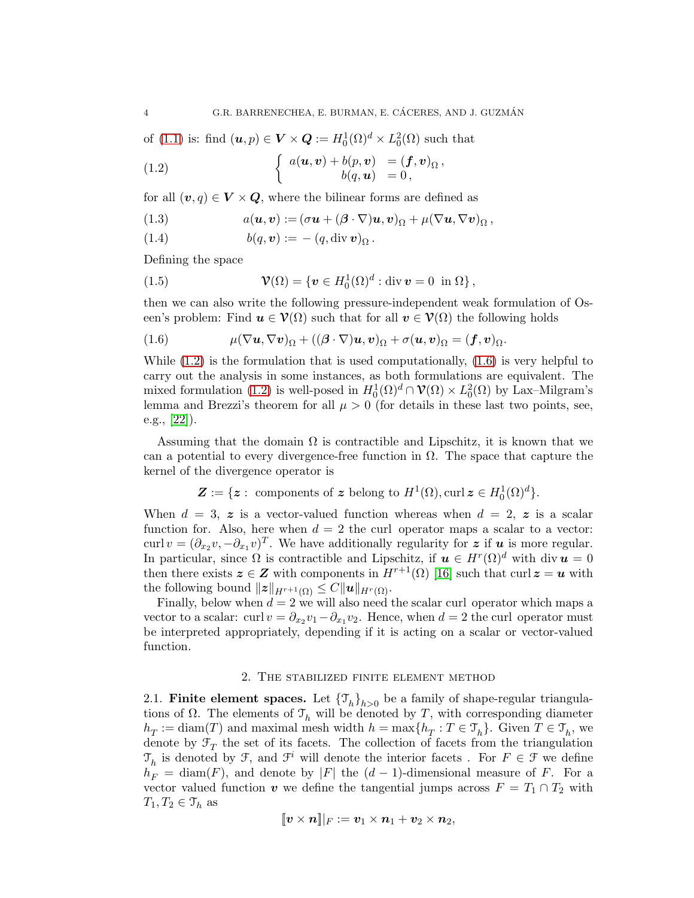of (1.1) is: find $(\boldsymbol{u}, p) \in \boldsymbol{V} \times \boldsymbol{Q} := H_0^1(\Omega)^d \times L_0^2(\Omega)$ such that

$$
\left\{ \begin{array}{rl} a(\boldsymbol{u}, \boldsymbol{v}) + b(p, \boldsymbol{v}) & = (\boldsymbol{f}, \boldsymbol{v})_\Omega \,, \\ b(q, \boldsymbol{u}) & = 0 \,, \end{array} \right. \tag{1.2}
$$

for all $(\boldsymbol{v}, q) \in \boldsymbol{V} \times \boldsymbol{Q}$, where the bilinear forms are defined as

$$
a(\boldsymbol{u}, \boldsymbol{v}) := (\sigma \boldsymbol{u} + (\boldsymbol{\beta} \cdot \nabla)\boldsymbol{u}, \boldsymbol{v})_\Omega + \mu(\nabla \boldsymbol{u}, \nabla \boldsymbol{v})_\Omega \,, \tag{1.3}
$$

$$
b(q, \boldsymbol{v}) := -\,(q, \operatorname{div} \boldsymbol{v})_\Omega \,. \tag{1.4}
$$

Defining the space

$$
\boldsymbol{\mathcal{V}}(\Omega) = \{ \boldsymbol{v} \in H_0^1(\Omega)^d : \operatorname{div} \boldsymbol{v} = 0 \ \text{ in } \Omega \} \,, \tag{1.5}
$$

then we can also write the following pressure-independent weak formulation of Oseen's problem: Find $\boldsymbol{u} \in \boldsymbol{\mathcal{V}}(\Omega)$ such that for all $\boldsymbol{v} \in \boldsymbol{\mathcal{V}}(\Omega)$ the following holds

$$
\mu(\nabla \boldsymbol{u}, \nabla \boldsymbol{v})_\Omega + ((\boldsymbol{\beta} \cdot \nabla)\boldsymbol{u}, \boldsymbol{v})_\Omega + \sigma(\boldsymbol{u}, \boldsymbol{v})_\Omega = (\boldsymbol{f}, \boldsymbol{v})_\Omega. \tag{1.6}
$$

While (1.2) is the formulation that is used computationally, (1.6) is very helpful to carry out the analysis in some instances, as both formulations are equivalent. The mixed formulation (1.2) is well-posed in $H_0^1(\Omega)^d \cap \boldsymbol{\mathcal{V}}(\Omega) \times L_0^2(\Omega)$ by Lax–Milgram's lemma and Brezzi's theorem for all $\mu > 0$ (for details in these last two points, see, e.g., [22]).

Assuming that the domain $\Omega$ is contractible and Lipschitz, it is known that we can a potential to every divergence-free function in $\Omega$. The space that capture the kernel of the divergence operator is

$$
\boldsymbol{Z} := \{ \boldsymbol{z} : \text{ components of } \boldsymbol{z} \text{ belong to } H^1(\Omega), \operatorname{curl} \boldsymbol{z} \in H_0^1(\Omega)^d \}.
$$

When $d = 3$, $\boldsymbol{z}$ is a vector-valued function whereas when $d = 2$, $\boldsymbol{z}$ is a scalar function for. Also, here when $d = 2$ the curl operator maps a scalar to a vector: $\operatorname{curl} v = (\partial_{x_2} v, -\partial_{x_1} v)^T$. We have additionally regularity for $\boldsymbol{z}$ if $\boldsymbol{u}$ is more regular. In particular, since $\Omega$ is contractible and Lipschitz, if $\boldsymbol{u} \in H^r(\Omega)^d$ with $\operatorname{div} \boldsymbol{u} = 0$ then there exists $\boldsymbol{z} \in \boldsymbol{Z}$ with components in $H^{r+1}(\Omega)$ [16] such that $\operatorname{curl} \boldsymbol{z} = \boldsymbol{u}$ with the following bound $\|\boldsymbol{z}\|_{H^{r+1}(\Omega)} \leq C \|\boldsymbol{u}\|_{H^r(\Omega)}$.

Finally, below when $d = 2$ we will also need the scalar curl operator which maps a vector to a scalar: $\operatorname{curl} v = \partial_{x_2} v_1 - \partial_{x_1} v_2$. Hence, when $d = 2$ the curl operator must be interpreted appropriately, depending if it is acting on a scalar or vector-valued function.

## 2. The stabilized finite element method

**2.1. Finite element spaces.** Let $\{\mathcal{T}_h\}_{h>0}$ be a family of shape-regular triangulations of $\Omega$. The elements of $\mathcal{T}_h$ will be denoted by $T$, with corresponding diameter $h_T := \operatorname{diam}(T)$ and maximal mesh width $h = \max\{h_T : T \in \mathcal{T}_h\}$. Given $T \in \mathcal{T}_h$, we denote by $\mathcal{F}_T$ the set of its facets. The collection of facets from the triangulation $\mathcal{T}_h$ is denoted by $\mathcal{F}$, and $\mathcal{F}^i$ will denote the interior facets . For $F \in \mathcal{F}$ we define $h_F = \operatorname{diam}(F)$, and denote by $|F|$ the $(d-1)$-dimensional measure of $F$. For a vector valued function $\boldsymbol{v}$ we define the tangential jumps across $F = T_1 \cap T_2$ with $T_1, T_2 \in \mathcal{T}_h$ as

$$
[\![\boldsymbol{v} \times \boldsymbol{n}]\!]|_F := \boldsymbol{v}_1 \times \boldsymbol{n}_1 + \boldsymbol{v}_2 \times \boldsymbol{n}_2,
$$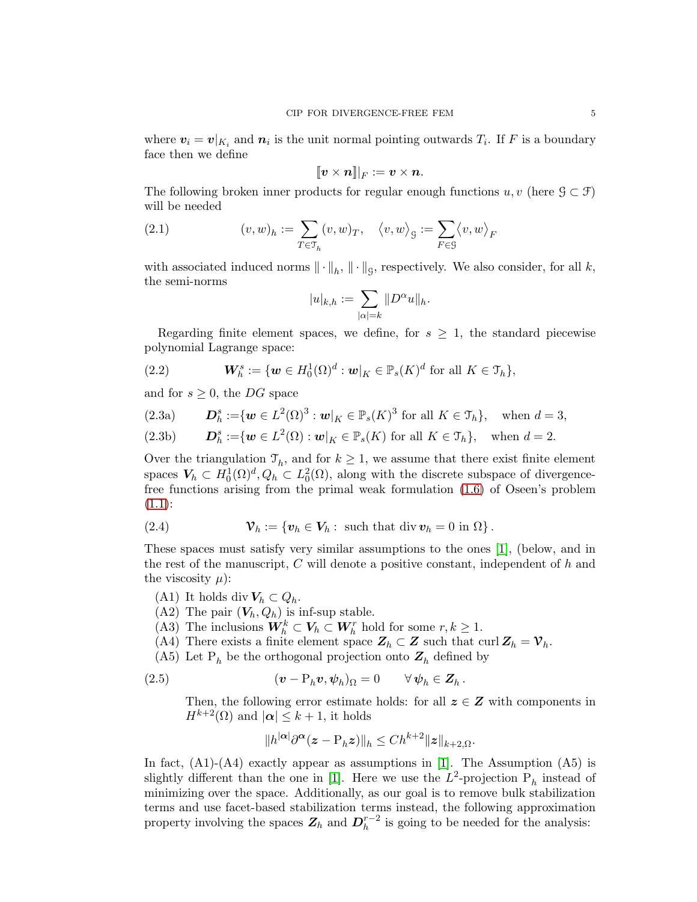where $\boldsymbol{v}_i = \boldsymbol{v}|_{K_i}$ and $\boldsymbol{n}_i$ is the unit normal pointing outwards $T_i$. If $F$ is a boundary face then we define

$$[\![\boldsymbol{v} \times \boldsymbol{n}]\!]|_F := \boldsymbol{v} \times \boldsymbol{n}.$$

The following broken inner products for regular enough functions $u, v$ (here $\mathcal{G} \subset \mathcal{F}$) will be needed

$$(v, w)_h := \sum_{T \in \mathcal{T}_h} (v, w)_T, \quad \langle v, w \rangle_{\mathcal{G}} := \sum_{F \in \mathcal{G}} \langle v, w \rangle_F \tag{2.1}$$

with associated induced norms $\| \cdot \|_h$, $\| \cdot \|_{\mathcal{G}}$, respectively. We also consider, for all $k$, the semi-norms

$$|u|_{k,h} := \sum_{|\alpha|=k} \|D^\alpha u\|_h.$$

Regarding finite element spaces, we define, for $s \geq 1$, the standard piecewise polynomial Lagrange space:

$$\boldsymbol{W}_h^s := \{\boldsymbol{w} \in H_0^1(\Omega)^d : \boldsymbol{w}|_K \in \mathbb{P}_s(K)^d \text{ for all } K \in \mathcal{T}_h\}, \tag{2.2}$$

and for $s \geq 0$, the $DG$ space

$$\boldsymbol{D}_h^s := \{\boldsymbol{w} \in L^2(\Omega)^3 : \boldsymbol{w}|_K \in \mathbb{P}_s(K)^3 \text{ for all } K \in \mathcal{T}_h\}, \quad \text{when } d = 3, \tag{2.3a}$$

$$\boldsymbol{D}_h^s := \{\boldsymbol{w} \in L^2(\Omega) : \boldsymbol{w}|_K \in \mathbb{P}_s(K) \text{ for all } K \in \mathcal{T}_h\}, \quad \text{when } d = 2. \tag{2.3b}$$

Over the triangulation $\mathcal{T}_h$, and for $k \geq 1$, we assume that there exist finite element spaces $\boldsymbol{V}_h \subset H_0^1(\Omega)^d, Q_h \subset L_0^2(\Omega)$, along with the discrete subspace of divergence-free functions arising from the primal weak formulation (1.6) of Oseen's problem (1.1):

$$\boldsymbol{\mathcal{V}}_h := \{\boldsymbol{v}_h \in \boldsymbol{V}_h : \text{ such that } \operatorname{div} \boldsymbol{v}_h = 0 \text{ in } \Omega\}. \tag{2.4}$$

These spaces must satisfy very similar assumptions to the ones [1], (below, and in the rest of the manuscript, $C$ will denote a positive constant, independent of $h$ and the viscosity $\mu$):

(A1) It holds $\operatorname{div} \boldsymbol{V}_h \subset Q_h$.
(A2) The pair $(\boldsymbol{V}_h, Q_h)$ is inf-sup stable.
(A3) The inclusions $\boldsymbol{W}_h^k \subset \boldsymbol{V}_h \subset \boldsymbol{W}_h^r$ hold for some $r, k \geq 1$.
(A4) There exists a finite element space $\boldsymbol{Z}_h \subset \boldsymbol{Z}$ such that $\operatorname{curl} \boldsymbol{Z}_h = \boldsymbol{\mathcal{V}}_h$.
(A5) Let $\mathrm{P}_h$ be the orthogonal projection onto $\boldsymbol{Z}_h$ defined by

$$(\boldsymbol{v} - \mathrm{P}_h \boldsymbol{v}, \boldsymbol{\psi}_h)_\Omega = 0 \qquad \forall \, \boldsymbol{\psi}_h \in \boldsymbol{Z}_h. \tag{2.5}$$

Then, the following error estimate holds: for all $\boldsymbol{z} \in \boldsymbol{Z}$ with components in $H^{k+2}(\Omega)$ and $|\boldsymbol{\alpha}| \leq k+1$, it holds

$$\|h^{|\boldsymbol{\alpha}|} \partial^{\boldsymbol{\alpha}} (\boldsymbol{z} - \mathrm{P}_h \boldsymbol{z})\|_h \leq C h^{k+2} \|\boldsymbol{z}\|_{k+2,\Omega}.$$

In fact, (A1)-(A4) exactly appear as assumptions in [1]. The Assumption (A5) is slightly different than the one in [1]. Here we use the $L^2$-projection $\mathrm{P}_h$ instead of minimizing over the space. Additionally, as our goal is to remove bulk stabilization terms and use facet-based stabilization terms instead, the following approximation property involving the spaces $\boldsymbol{Z}_h$ and $\boldsymbol{D}_h^{r-2}$ is going to be needed for the analysis: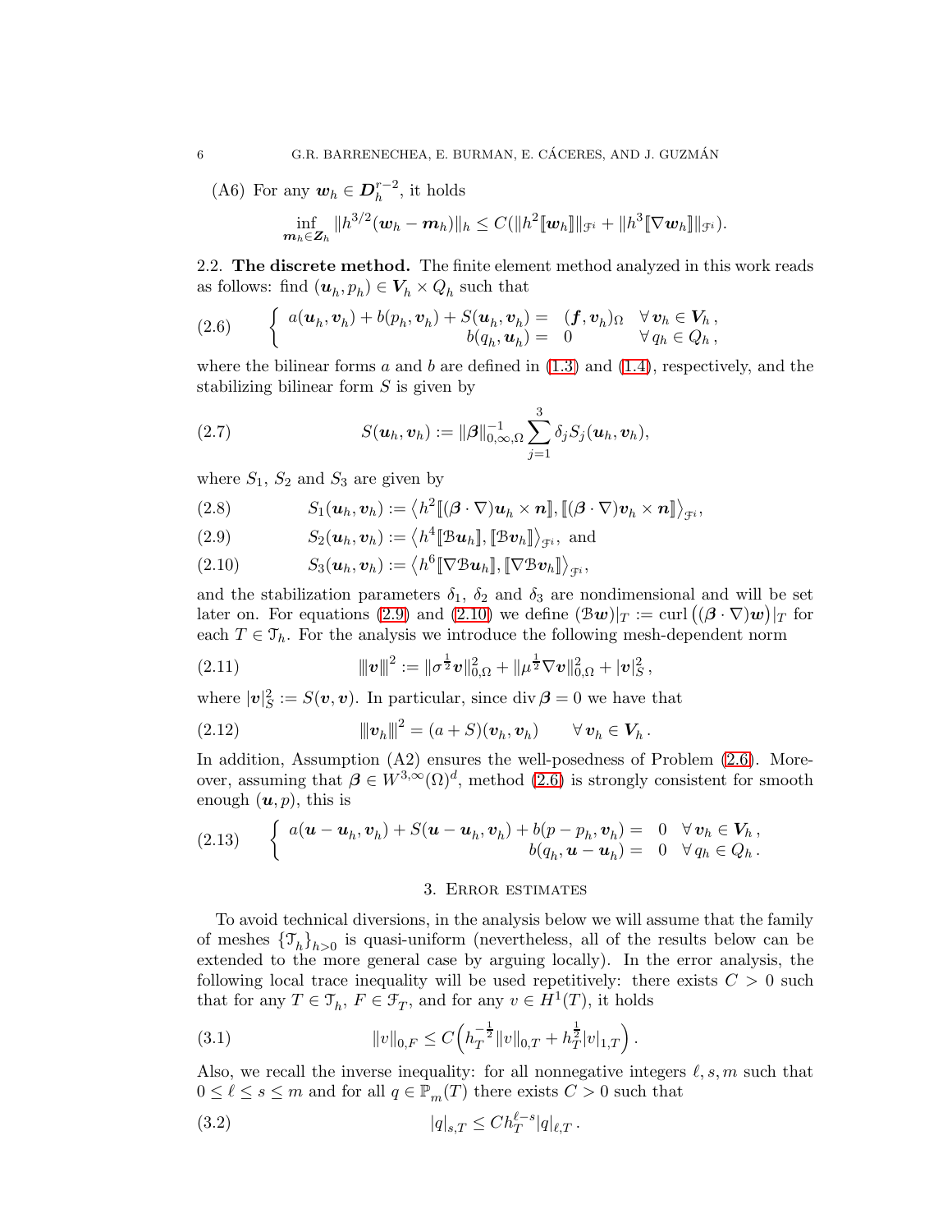(A6) For any $\boldsymbol{w}_h \in \boldsymbol{D}_h^{r-2}$, it holds

$$\inf_{\boldsymbol{m}_h \in \boldsymbol{Z}_h} \|h^{3/2}(\boldsymbol{w}_h - \boldsymbol{m}_h)\|_h \leq C(\|h^2[\![\boldsymbol{w}_h]\!]\|_{\mathcal{F}^i} + \|h^3[\![\nabla \boldsymbol{w}_h]\!]\|_{\mathcal{F}^i}).$$

## 2.2. The discrete method.

The finite element method analyzed in this work reads as follows: find $(\boldsymbol{u}_h, p_h) \in \boldsymbol{V}_h \times Q_h$ such that

$$(2.6) \qquad \left\{ \begin{array}{rll} a(\boldsymbol{u}_h, \boldsymbol{v}_h) + b(p_h, \boldsymbol{v}_h) + S(\boldsymbol{u}_h, \boldsymbol{v}_h) = & (\boldsymbol{f}, \boldsymbol{v}_h)_\Omega & \forall\, \boldsymbol{v}_h \in \boldsymbol{V}_h\,, \\ b(q_h, \boldsymbol{u}_h) = & 0 & \forall\, q_h \in Q_h\,, \end{array} \right.$$

where the bilinear forms $a$ and $b$ are defined in (1.3) and (1.4), respectively, and the stabilizing bilinear form $S$ is given by

$$(2.7) \qquad S(\boldsymbol{u}_h, \boldsymbol{v}_h) := \|\boldsymbol{\beta}\|_{0,\infty,\Omega}^{-1} \sum_{j=1}^{3} \delta_j S_j(\boldsymbol{u}_h, \boldsymbol{v}_h),$$

where $S_1$, $S_2$ and $S_3$ are given by

$$(2.8) \qquad S_1(\boldsymbol{u}_h, \boldsymbol{v}_h) := \left\langle h^2 [\![(\boldsymbol{\beta}\cdot\nabla)\boldsymbol{u}_h \times \boldsymbol{n}]\!], [\![(\boldsymbol{\beta}\cdot\nabla)\boldsymbol{v}_h \times \boldsymbol{n}]\!] \right\rangle_{\mathcal{F}^i},$$

$$(2.9) \qquad S_2(\boldsymbol{u}_h, \boldsymbol{v}_h) := \left\langle h^4 [\![\mathcal{B}\boldsymbol{u}_h]\!], [\![\mathcal{B}\boldsymbol{v}_h]\!] \right\rangle_{\mathcal{F}^i}, \text{ and}$$

$$(2.10) \qquad S_3(\boldsymbol{u}_h, \boldsymbol{v}_h) := \left\langle h^6 [\![\nabla\mathcal{B}\boldsymbol{u}_h]\!], [\![\nabla\mathcal{B}\boldsymbol{v}_h]\!] \right\rangle_{\mathcal{F}^i},$$

and the stabilization parameters $\delta_1$, $\delta_2$ and $\delta_3$ are nondimensional and will be set later on. For equations (2.9) and (2.10) we define $(\mathcal{B}\boldsymbol{w})|_T := \operatorname{curl}\big((\boldsymbol{\beta}\cdot\nabla)\boldsymbol{w}\big)|_T$ for each $T \in \mathcal{T}_h$. For the analysis we introduce the following mesh-dependent norm

$$(2.11) \qquad |\!|\!|\boldsymbol{v}|\!|\!|^2 := \|\sigma^{\frac{1}{2}}\boldsymbol{v}\|_{0,\Omega}^2 + \|\mu^{\frac{1}{2}}\nabla\boldsymbol{v}\|_{0,\Omega}^2 + |\boldsymbol{v}|_S^2\,,$$

where $|\boldsymbol{v}|_S^2 := S(\boldsymbol{v}, \boldsymbol{v})$. In particular, since $\operatorname{div}\boldsymbol{\beta} = 0$ we have that

$$(2.12) \qquad |\!|\!|\boldsymbol{v}_h|\!|\!|^2 = (a + S)(\boldsymbol{v}_h, \boldsymbol{v}_h) \qquad \forall\, \boldsymbol{v}_h \in \boldsymbol{V}_h\,.$$

In addition, Assumption (A2) ensures the well-posedness of Problem (2.6). Moreover, assuming that $\boldsymbol{\beta} \in W^{3,\infty}(\Omega)^d$, method (2.6) is strongly consistent for smooth enough $(\boldsymbol{u}, p)$, this is

$$(2.13) \qquad \left\{ \begin{array}{rll} a(\boldsymbol{u} - \boldsymbol{u}_h, \boldsymbol{v}_h) + S(\boldsymbol{u} - \boldsymbol{u}_h, \boldsymbol{v}_h) + b(p - p_h, \boldsymbol{v}_h) = & 0 & \forall\, \boldsymbol{v}_h \in \boldsymbol{V}_h\,, \\ b(q_h, \boldsymbol{u} - \boldsymbol{u}_h) = & 0 & \forall\, q_h \in Q_h\,. \end{array} \right.$$

# 3. Error estimates

To avoid technical diversions, in the analysis below we will assume that the family of meshes $\{\mathcal{T}_h\}_{h>0}$ is quasi-uniform (nevertheless, all of the results below can be extended to the more general case by arguing locally). In the error analysis, the following local trace inequality will be used repetitively: there exists $C > 0$ such that for any $T \in \mathcal{T}_h$, $F \in \mathcal{F}_T$, and for any $v \in H^1(T)$, it holds

$$(3.1) \qquad \|v\|_{0,F} \leq C\left(h_T^{-\frac{1}{2}}\|v\|_{0,T} + h_T^{\frac{1}{2}}|v|_{1,T}\right).$$

Also, we recall the inverse inequality: for all nonnegative integers $\ell, s, m$ such that $0 \leq \ell \leq s \leq m$ and for all $q \in \mathbb{P}_m(T)$ there exists $C > 0$ such that

$$(3.2) \qquad |q|_{s,T} \leq C h_T^{\ell - s}|q|_{\ell,T}\,.$$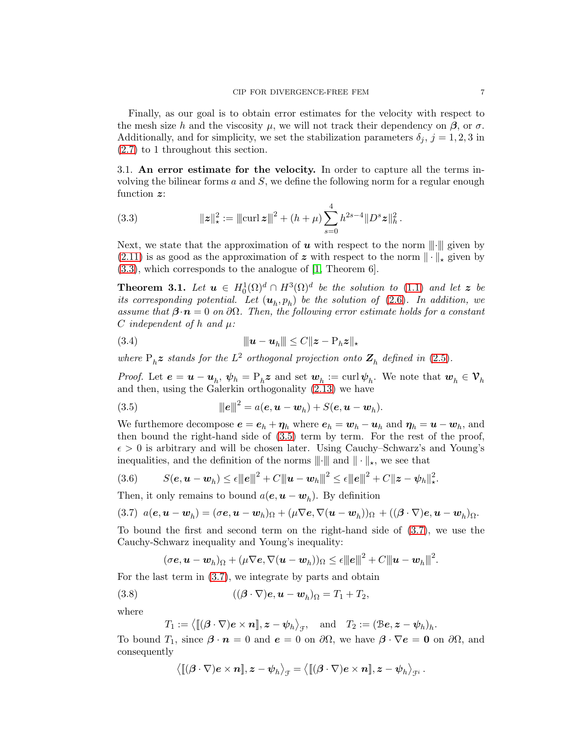Finally, as our goal is to obtain error estimates for the velocity with respect to the mesh size $h$ and the viscosity $\mu$, we will not track their dependency on $\boldsymbol{\beta}$, or $\sigma$. Additionally, and for simplicity, we set the stabilization parameters $\delta_j$, $j = 1, 2, 3$ in (2.7) to 1 throughout this section.

3.1. **An error estimate for the velocity.** In order to capture all the terms involving the bilinear forms $a$ and $S$, we define the following norm for a regular enough function $\boldsymbol{z}$:

$$
\|\boldsymbol{z}\|_\star^2 := \|\!|\!|\operatorname{curl} \boldsymbol{z}|\!|\!|^2 + (h+\mu) \sum_{s=0}^{4} h^{2s-4} \|D^s \boldsymbol{z}\|_h^2 \,. \tag{3.3}
$$

Next, we state that the approximation of $\boldsymbol{u}$ with respect to the norm $|\!|\!|\cdot|\!|\!|$ given by (2.11) is as good as the approximation of $\boldsymbol{z}$ with respect to the norm $\|\cdot\|_\star$ given by (3.3), which corresponds to the analogue of [1, Theorem 6].

**Theorem 3.1.** *Let $\boldsymbol{u} \in H_0^1(\Omega)^d \cap H^3(\Omega)^d$ be the solution to (1.1) and let $\boldsymbol{z}$ be its corresponding potential. Let $(\boldsymbol{u}_h, p_h)$ be the solution of (2.6). In addition, we assume that $\boldsymbol{\beta}\cdot\boldsymbol{n} = 0$ on $\partial\Omega$. Then, the following error estimate holds for a constant $C$ independent of $h$ and $\mu$:*

$$
|\!|\!|\boldsymbol{u} - \boldsymbol{u}_h|\!|\!| \leq C \|\boldsymbol{z} - \mathrm{P}_h \boldsymbol{z}\|_\star \tag{3.4}
$$

*where $\mathrm{P}_h \boldsymbol{z}$ stands for the $L^2$ orthogonal projection onto $\boldsymbol{Z}_h$ defined in (2.5).*

*Proof.* Let $\boldsymbol{e} = \boldsymbol{u} - \boldsymbol{u}_h$, $\boldsymbol{\psi}_h = \mathrm{P}_h \boldsymbol{z}$ and set $\boldsymbol{w}_h := \operatorname{curl} \boldsymbol{\psi}_h$. We note that $\boldsymbol{w}_h \in \boldsymbol{\mathcal{V}}_h$ and then, using the Galerkin orthogonality (2.13) we have

$$
|\!|\!|\boldsymbol{e}|\!|\!|^2 = a(\boldsymbol{e}, \boldsymbol{u} - \boldsymbol{w}_h) + S(\boldsymbol{e}, \boldsymbol{u} - \boldsymbol{w}_h). \tag{3.5}
$$

We furthermore decompose $\boldsymbol{e} = \boldsymbol{e}_h + \boldsymbol{\eta}_h$ where $\boldsymbol{e}_h = \boldsymbol{w}_h - \boldsymbol{u}_h$ and $\boldsymbol{\eta}_h = \boldsymbol{u} - \boldsymbol{w}_h$, and then bound the right-hand side of (3.5) term by term. For the rest of the proof, $\epsilon > 0$ is arbitrary and will be chosen later. Using Cauchy–Schwarz's and Young's inequalities, and the definition of the norms $|\!|\!|\cdot|\!|\!|$ and $\|\cdot\|_\star$, we see that

$$
S(\boldsymbol{e}, \boldsymbol{u} - \boldsymbol{w}_h) \leq \epsilon |\!|\!|\boldsymbol{e}|\!|\!|^2 + C |\!|\!|\boldsymbol{u} - \boldsymbol{w}_h|\!|\!|^2 \leq \epsilon |\!|\!|\boldsymbol{e}|\!|\!|^2 + C \|\boldsymbol{z} - \boldsymbol{\psi}_h\|_\star^2. \tag{3.6}
$$

Then, it only remains to bound $a(\boldsymbol{e}, \boldsymbol{u} - \boldsymbol{w}_h)$. By definition

$$
a(\boldsymbol{e}, \boldsymbol{u} - \boldsymbol{w}_h) = (\sigma \boldsymbol{e}, \boldsymbol{u} - \boldsymbol{w}_h)_\Omega + (\mu \nabla \boldsymbol{e}, \nabla(\boldsymbol{u} - \boldsymbol{w}_h))_\Omega + ((\boldsymbol{\beta}\cdot\nabla)\boldsymbol{e}, \boldsymbol{u} - \boldsymbol{w}_h)_\Omega. \tag{3.7}
$$

To bound the first and second term on the right-hand side of (3.7), we use the Cauchy-Schwarz inequality and Young's inequality:

$$
(\sigma \boldsymbol{e}, \boldsymbol{u} - \boldsymbol{w}_h)_\Omega + (\mu \nabla \boldsymbol{e}, \nabla(\boldsymbol{u} - \boldsymbol{w}_h))_\Omega \leq \epsilon |\!|\!|\boldsymbol{e}|\!|\!|^2 + C |\!|\!|\boldsymbol{u} - \boldsymbol{w}_h|\!|\!|^2.
$$

For the last term in (3.7), we integrate by parts and obtain

$$
((\boldsymbol{\beta}\cdot\nabla)\boldsymbol{e}, \boldsymbol{u} - \boldsymbol{w}_h)_\Omega = T_1 + T_2, \tag{3.8}
$$

where

$$
T_1 := \left\langle [\![(\boldsymbol{\beta}\cdot\nabla)\boldsymbol{e} \times \boldsymbol{n}]\!], \boldsymbol{z} - \boldsymbol{\psi}_h \right\rangle_{\mathcal{F}}, \quad \text{and} \quad T_2 := (\mathcal{B}\boldsymbol{e}, \boldsymbol{z} - \boldsymbol{\psi}_h)_h.
$$

To bound $T_1$, since $\boldsymbol{\beta}\cdot\boldsymbol{n} = 0$ and $\boldsymbol{e} = 0$ on $\partial\Omega$, we have $\boldsymbol{\beta}\cdot\nabla\boldsymbol{e} = \boldsymbol{0}$ on $\partial\Omega$, and consequently

$$
\left\langle [\![(\boldsymbol{\beta}\cdot\nabla)\boldsymbol{e} \times \boldsymbol{n}]\!], \boldsymbol{z} - \boldsymbol{\psi}_h \right\rangle_{\mathcal{F}} = \left\langle [\![(\boldsymbol{\beta}\cdot\nabla)\boldsymbol{e} \times \boldsymbol{n}]\!], \boldsymbol{z} - \boldsymbol{\psi}_h \right\rangle_{\mathcal{F}^i}.
$$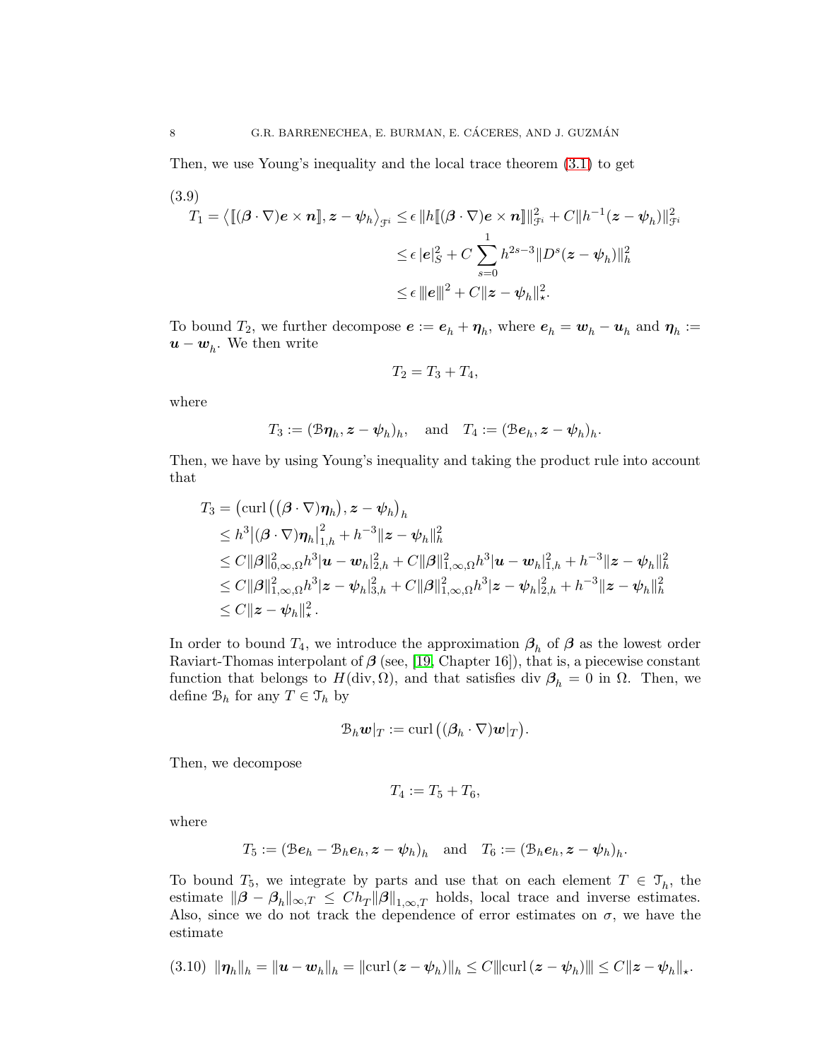Then, we use Young's inequality and the local trace theorem (3.1) to get

$$
\begin{aligned}
T_1 = \left\langle [\![(\boldsymbol{\beta}\cdot\nabla)\boldsymbol{e}\times\boldsymbol{n}]\!], \boldsymbol{z}-\boldsymbol{\psi}_h\right\rangle_{\mathcal{F}^i} &\leq \epsilon \, \|h[\![(\boldsymbol{\beta}\cdot\nabla)\boldsymbol{e}\times\boldsymbol{n}]\!]\|_{\mathcal{F}^i}^2 + C\|h^{-1}(\boldsymbol{z}-\boldsymbol{\psi}_h)\|_{\mathcal{F}^i}^2 \\
&\leq \epsilon \, |\boldsymbol{e}|_S^2 + C\sum_{s=0}^{1} h^{2s-3}\|D^s(\boldsymbol{z}-\boldsymbol{\psi}_h)\|_h^2 \\
&\leq \epsilon \, |\!|\!|\boldsymbol{e}|\!|\!|^2 + C\|\boldsymbol{z}-\boldsymbol{\psi}_h\|_\star^2.
\end{aligned} \tag{3.9}
$$

To bound $T_2$, we further decompose $\boldsymbol{e} := \boldsymbol{e}_h + \boldsymbol{\eta}_h$, where $\boldsymbol{e}_h = \boldsymbol{w}_h - \boldsymbol{u}_h$ and $\boldsymbol{\eta}_h := \boldsymbol{u} - \boldsymbol{w}_h$. We then write

$$
T_2 = T_3 + T_4,
$$

where

$$
T_3 := (\mathcal{B}\boldsymbol{\eta}_h, \boldsymbol{z}-\boldsymbol{\psi}_h)_h, \quad \text{and} \quad T_4 := (\mathcal{B}\boldsymbol{e}_h, \boldsymbol{z}-\boldsymbol{\psi}_h)_h.
$$

Then, we have by using Young's inequality and taking the product rule into account that

$$
\begin{aligned}
T_3 &= \left(\operatorname{curl}\left((\boldsymbol{\beta}\cdot\nabla)\boldsymbol{\eta}_h\right), \boldsymbol{z}-\boldsymbol{\psi}_h\right)_h \\
&\leq h^3\left|(\boldsymbol{\beta}\cdot\nabla)\boldsymbol{\eta}_h\right|_{1,h}^2 + h^{-3}\|\boldsymbol{z}-\boldsymbol{\psi}_h\|_h^2 \\
&\leq C\|\boldsymbol{\beta}\|_{0,\infty,\Omega}^2 h^3|\boldsymbol{u}-\boldsymbol{w}_h|_{2,h}^2 + C\|\boldsymbol{\beta}\|_{1,\infty,\Omega}^2 h^3|\boldsymbol{u}-\boldsymbol{w}_h|_{1,h}^2 + h^{-3}\|\boldsymbol{z}-\boldsymbol{\psi}_h\|_h^2 \\
&\leq C\|\boldsymbol{\beta}\|_{1,\infty,\Omega}^2 h^3|\boldsymbol{z}-\boldsymbol{\psi}_h|_{3,h}^2 + C\|\boldsymbol{\beta}\|_{1,\infty,\Omega}^2 h^3|\boldsymbol{z}-\boldsymbol{\psi}_h|_{2,h}^2 + h^{-3}\|\boldsymbol{z}-\boldsymbol{\psi}_h\|_h^2 \\
&\leq C\|\boldsymbol{z}-\boldsymbol{\psi}_h\|_\star^2.
\end{aligned}
$$

In order to bound $T_4$, we introduce the approximation $\boldsymbol{\beta}_h$ of $\boldsymbol{\beta}$ as the lowest order Raviart-Thomas interpolant of $\boldsymbol{\beta}$ (see, [19, Chapter 16]), that is, a piecewise constant function that belongs to $H(\operatorname{div},\Omega)$, and that satisfies $\operatorname{div}\boldsymbol{\beta}_h = 0$ in $\Omega$. Then, we define $\mathcal{B}_h$ for any $T\in\mathcal{T}_h$ by

$$
\mathcal{B}_h\boldsymbol{w}|_T := \operatorname{curl}\left((\boldsymbol{\beta}_h\cdot\nabla)\boldsymbol{w}|_T\right).
$$

Then, we decompose

$$
T_4 := T_5 + T_6,
$$

where

$$
T_5 := (\mathcal{B}\boldsymbol{e}_h - \mathcal{B}_h\boldsymbol{e}_h, \boldsymbol{z}-\boldsymbol{\psi}_h)_h \quad \text{and} \quad T_6 := (\mathcal{B}_h\boldsymbol{e}_h, \boldsymbol{z}-\boldsymbol{\psi}_h)_h.
$$

To bound $T_5$, we integrate by parts and use that on each element $T\in\mathcal{T}_h$, the estimate $\|\boldsymbol{\beta}-\boldsymbol{\beta}_h\|_{\infty,T} \leq Ch_T\|\boldsymbol{\beta}\|_{1,\infty,T}$ holds, local trace and inverse estimates. Also, since we do not track the dependence of error estimates on $\sigma$, we have the estimate

$$
\|\boldsymbol{\eta}_h\|_h = \|\boldsymbol{u}-\boldsymbol{w}_h\|_h = \|\operatorname{curl}(\boldsymbol{z}-\boldsymbol{\psi}_h)\|_h \leq C|\!|\!|\operatorname{curl}(\boldsymbol{z}-\boldsymbol{\psi}_h)|\!|\!| \leq C\|\boldsymbol{z}-\boldsymbol{\psi}_h\|_\star. \tag{3.10}
$$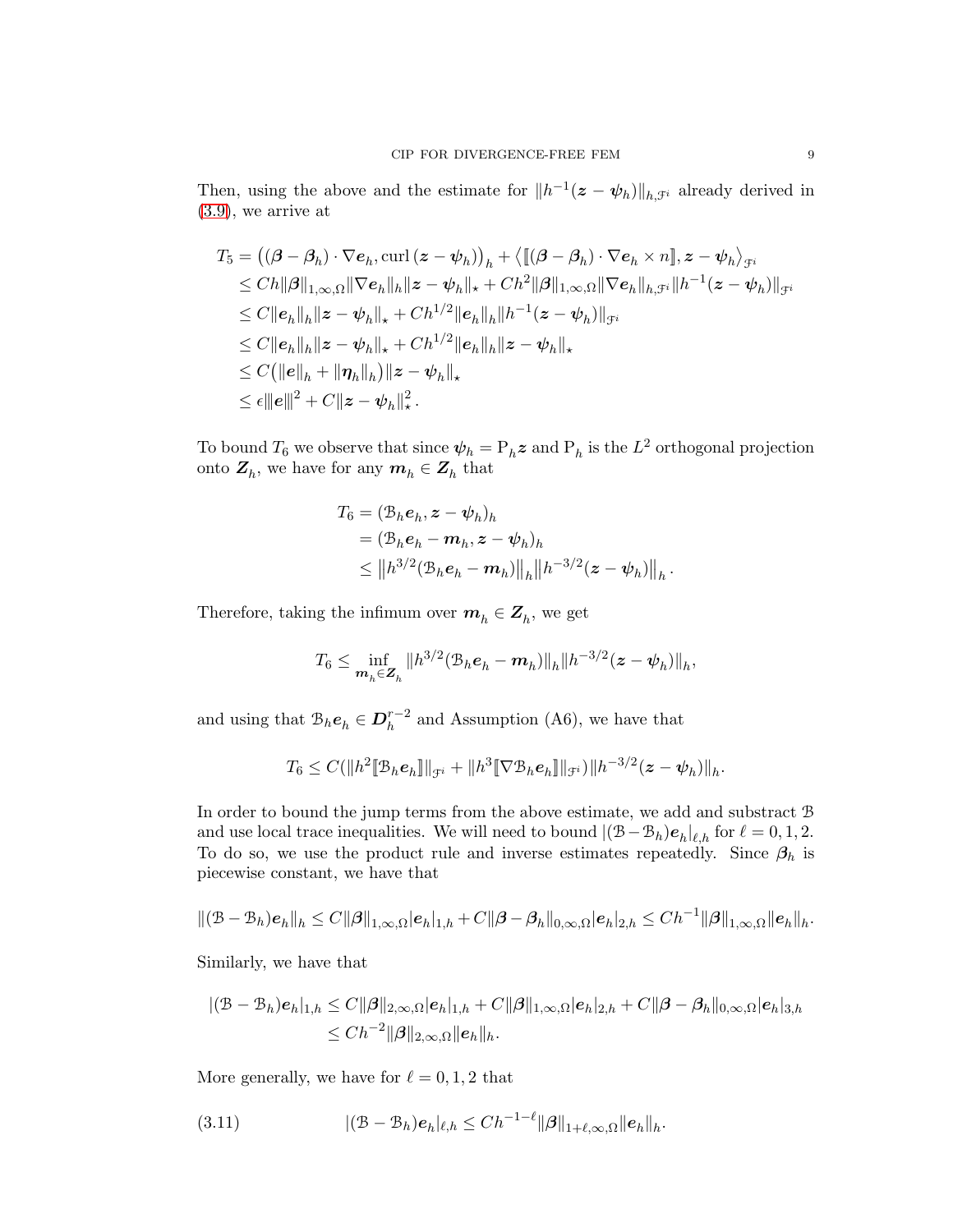Then, using the above and the estimate for $\|h^{-1}(\boldsymbol{z}-\boldsymbol{\psi}_h)\|_{h,\mathcal{F}^i}$ already derived in (3.9), we arrive at

$$
\begin{aligned}
T_5 &= \big((\boldsymbol{\beta}-\boldsymbol{\beta}_h)\cdot\nabla \boldsymbol{e}_h, \operatorname{curl}(\boldsymbol{z}-\boldsymbol{\psi}_h)\big)_h + \big\langle [\![(\boldsymbol{\beta}-\boldsymbol{\beta}_h)\cdot\nabla \boldsymbol{e}_h \times n]\!], \boldsymbol{z}-\boldsymbol{\psi}_h\big\rangle_{\mathcal{F}^i} \\
&\le Ch\|\boldsymbol{\beta}\|_{1,\infty,\Omega}\|\nabla \boldsymbol{e}_h\|_h\|\boldsymbol{z}-\boldsymbol{\psi}_h\|_\star + Ch^2\|\boldsymbol{\beta}\|_{1,\infty,\Omega}\|\nabla \boldsymbol{e}_h\|_{h,\mathcal{F}^i}\|h^{-1}(\boldsymbol{z}-\boldsymbol{\psi}_h)\|_{\mathcal{F}^i} \\
&\le C\|\boldsymbol{e}_h\|_h\|\boldsymbol{z}-\boldsymbol{\psi}_h\|_\star + Ch^{1/2}\|\boldsymbol{e}_h\|_h\|h^{-1}(\boldsymbol{z}-\boldsymbol{\psi}_h)\|_{\mathcal{F}^i} \\
&\le C\|\boldsymbol{e}_h\|_h\|\boldsymbol{z}-\boldsymbol{\psi}_h\|_\star + Ch^{1/2}\|\boldsymbol{e}_h\|_h\|\boldsymbol{z}-\boldsymbol{\psi}_h\|_\star \\
&\le C\big(\|\boldsymbol{e}\|_h + \|\boldsymbol{\eta}_h\|_h\big)\|\boldsymbol{z}-\boldsymbol{\psi}_h\|_\star \\
&\le \epsilon |\!|\!|\boldsymbol{e}|\!|\!|^2 + C\|\boldsymbol{z}-\boldsymbol{\psi}_h\|_\star^2 .
\end{aligned}
$$

To bound $T_6$ we observe that since $\boldsymbol{\psi}_h = \mathrm{P}_h\boldsymbol{z}$ and $\mathrm{P}_h$ is the $L^2$ orthogonal projection onto $\boldsymbol{Z}_h$, we have for any $\boldsymbol{m}_h \in \boldsymbol{Z}_h$ that

$$
\begin{aligned}
T_6 &= (\mathcal{B}_h\boldsymbol{e}_h, \boldsymbol{z}-\boldsymbol{\psi}_h)_h \\
&= (\mathcal{B}_h\boldsymbol{e}_h - \boldsymbol{m}_h, \boldsymbol{z}-\boldsymbol{\psi}_h)_h \\
&\le \big\|h^{3/2}(\mathcal{B}_h\boldsymbol{e}_h - \boldsymbol{m}_h)\big\|_h \big\|h^{-3/2}(\boldsymbol{z}-\boldsymbol{\psi}_h)\big\|_h .
\end{aligned}
$$

Therefore, taking the infimum over $\boldsymbol{m}_h \in \boldsymbol{Z}_h$, we get

$$
T_6 \le \inf_{\boldsymbol{m}_h\in \boldsymbol{Z}_h} \|h^{3/2}(\mathcal{B}_h\boldsymbol{e}_h - \boldsymbol{m}_h)\|_h \|h^{-3/2}(\boldsymbol{z}-\boldsymbol{\psi}_h)\|_h,
$$

and using that $\mathcal{B}_h\boldsymbol{e}_h \in \boldsymbol{D}_h^{r-2}$ and Assumption (A6), we have that

$$
T_6 \le C(\|h^2[\![\mathcal{B}_h\boldsymbol{e}_h]\!]\|_{\mathcal{F}^i} + \|h^3[\![\nabla\mathcal{B}_h\boldsymbol{e}_h]\!]\|_{\mathcal{F}^i})\|h^{-3/2}(\boldsymbol{z}-\boldsymbol{\psi}_h)\|_h.
$$

In order to bound the jump terms from the above estimate, we add and substract $\mathcal{B}$ and use local trace inequalities. We will need to bound $|(\mathcal{B}-\mathcal{B}_h)\boldsymbol{e}_h|_{\ell,h}$ for $\ell = 0,1,2$. To do so, we use the product rule and inverse estimates repeatedly. Since $\boldsymbol{\beta}_h$ is piecewise constant, we have that

$$
\|(\mathcal{B}-\mathcal{B}_h)\boldsymbol{e}_h\|_h \le C\|\boldsymbol{\beta}\|_{1,\infty,\Omega}|\boldsymbol{e}_h|_{1,h} + C\|\boldsymbol{\beta}-\boldsymbol{\beta}_h\|_{0,\infty,\Omega}|\boldsymbol{e}_h|_{2,h} \le Ch^{-1}\|\boldsymbol{\beta}\|_{1,\infty,\Omega}\|\boldsymbol{e}_h\|_h.
$$

Similarly, we have that

$$
\begin{aligned}
|(\mathcal{B}-\mathcal{B}_h)\boldsymbol{e}_h|_{1,h} &\le C\|\boldsymbol{\beta}\|_{2,\infty,\Omega}|\boldsymbol{e}_h|_{1,h} + C\|\boldsymbol{\beta}\|_{1,\infty,\Omega}|\boldsymbol{e}_h|_{2,h} + C\|\boldsymbol{\beta}-\boldsymbol{\beta}_h\|_{0,\infty,\Omega}|\boldsymbol{e}_h|_{3,h} \\
&\le Ch^{-2}\|\boldsymbol{\beta}\|_{2,\infty,\Omega}\|\boldsymbol{e}_h\|_h.
\end{aligned}
$$

More generally, we have for $\ell = 0,1,2$ that

$$
|(\mathcal{B}-\mathcal{B}_h)\boldsymbol{e}_h|_{\ell,h} \le Ch^{-1-\ell}\|\boldsymbol{\beta}\|_{1+\ell,\infty,\Omega}\|\boldsymbol{e}_h\|_h. \tag{3.11}
$$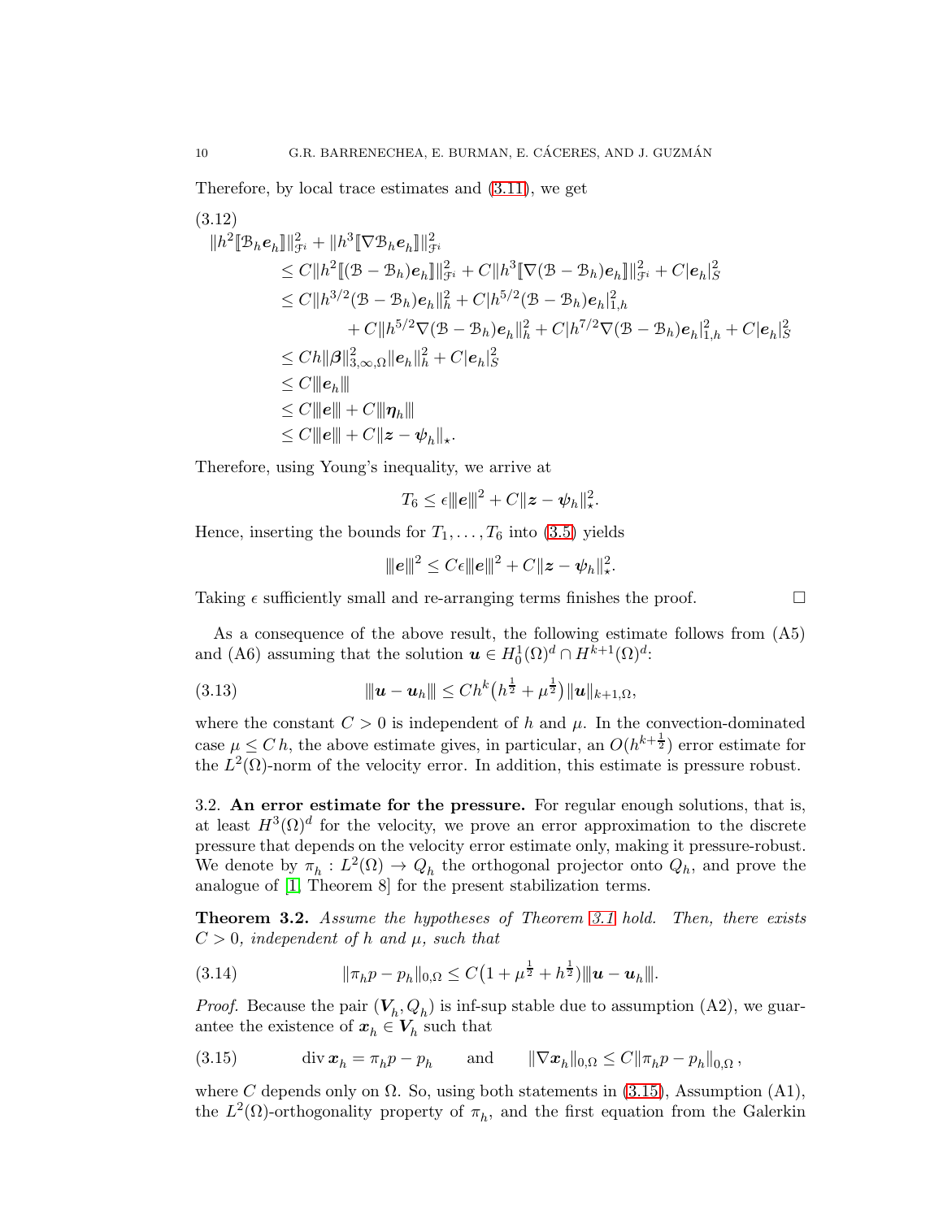Therefore, by local trace estimates and (3.11), we get

$$
\begin{aligned}
&\|h^2[\![\mathcal{B}_h \boldsymbol{e}_h]\!]\|_{\mathcal{F}^i}^2 + \|h^3[\![\nabla \mathcal{B}_h \boldsymbol{e}_h]\!]\|_{\mathcal{F}^i}^2 \\
&\quad \le C\|h^2[\![(\mathcal{B}-\mathcal{B}_h)\boldsymbol{e}_h]\!]\|_{\mathcal{F}^i}^2 + C\|h^3[\![\nabla(\mathcal{B}-\mathcal{B}_h)\boldsymbol{e}_h]\!]\|_{\mathcal{F}^i}^2 + C|\boldsymbol{e}_h|_S^2 \\
&\quad \le C\|h^{3/2}(\mathcal{B}-\mathcal{B}_h)\boldsymbol{e}_h\|_h^2 + C|h^{5/2}(\mathcal{B}-\mathcal{B}_h)\boldsymbol{e}_h|_{1,h}^2 \\
&\qquad\qquad + C\|h^{5/2}\nabla(\mathcal{B}-\mathcal{B}_h)\boldsymbol{e}_h\|_h^2 + C|h^{7/2}\nabla(\mathcal{B}-\mathcal{B}_h)\boldsymbol{e}_h|_{1,h}^2 + C|\boldsymbol{e}_h|_S^2 \\
&\quad \le Ch\|\boldsymbol{\beta}\|_{3,\infty,\Omega}^2\|\boldsymbol{e}_h\|_h^2 + C|\boldsymbol{e}_h|_S^2 \\
&\quad \le C|\!|\!|\boldsymbol{e}_h|\!|\!| \\
&\quad \le C|\!|\!|\boldsymbol{e}|\!|\!| + C|\!|\!|\boldsymbol{\eta}_h|\!|\!| \\
&\quad \le C|\!|\!|\boldsymbol{e}|\!|\!| + C\|\boldsymbol{z}-\boldsymbol{\psi}_h\|_\star.
\end{aligned}
\tag{3.12}
$$

Therefore, using Young's inequality, we arrive at

$$
T_6 \le \epsilon|\!|\!|\boldsymbol{e}|\!|\!|^2 + C\|\boldsymbol{z}-\boldsymbol{\psi}_h\|_\star^2.
$$

Hence, inserting the bounds for $T_1, \dots, T_6$ into (3.5) yields

$$
|\!|\!|\boldsymbol{e}|\!|\!|^2 \le C\epsilon|\!|\!|\boldsymbol{e}|\!|\!|^2 + C\|\boldsymbol{z}-\boldsymbol{\psi}_h\|_\star^2.
$$

Taking $\epsilon$ sufficiently small and re-arranging terms finishes the proof. $\square$

As a consequence of the above result, the following estimate follows from (A5) and (A6) assuming that the solution $\boldsymbol{u} \in H_0^1(\Omega)^d \cap H^{k+1}(\Omega)^d$:

$$
|\!|\!|\boldsymbol{u}-\boldsymbol{u}_h|\!|\!| \le Ch^k\big(h^{\frac{1}{2}} + \mu^{\frac{1}{2}}\big)\|\boldsymbol{u}\|_{k+1,\Omega}, \tag{3.13}
$$

where the constant $C > 0$ is independent of $h$ and $\mu$. In the convection-dominated case $\mu \le C\,h$, the above estimate gives, in particular, an $O(h^{k+\frac{1}{2}})$ error estimate for the $L^2(\Omega)$-norm of the velocity error. In addition, this estimate is pressure robust.

### 3.2. An error estimate for the pressure.

For regular enough solutions, that is, at least $H^3(\Omega)^d$ for the velocity, we prove an error approximation to the discrete pressure that depends on the velocity error estimate only, making it pressure-robust. We denote by $\pi_h : L^2(\Omega) \to Q_h$ the orthogonal projector onto $Q_h$, and prove the analogue of [1, Theorem 8] for the present stabilization terms.

**Theorem 3.2.** *Assume the hypotheses of Theorem 3.1 hold. Then, there exists $C > 0$, independent of $h$ and $\mu$, such that*

$$
\|\pi_h p - p_h\|_{0,\Omega} \le C\big(1 + \mu^{\frac{1}{2}} + h^{\frac{1}{2}}\big)|\!|\!|\boldsymbol{u}-\boldsymbol{u}_h|\!|\!|. \tag{3.14}
$$

*Proof.* Because the pair $(\boldsymbol{V}_h, Q_h)$ is inf-sup stable due to assumption (A2), we guarantee the existence of $\boldsymbol{x}_h \in \boldsymbol{V}_h$ such that

$$
\operatorname{div}\boldsymbol{x}_h = \pi_h p - p_h \qquad \text{and} \qquad \|\nabla \boldsymbol{x}_h\|_{0,\Omega} \le C\|\pi_h p - p_h\|_{0,\Omega}\,, \tag{3.15}
$$

where $C$ depends only on $\Omega$. So, using both statements in (3.15), Assumption (A1), the $L^2(\Omega)$-orthogonality property of $\pi_h$, and the first equation from the Galerkin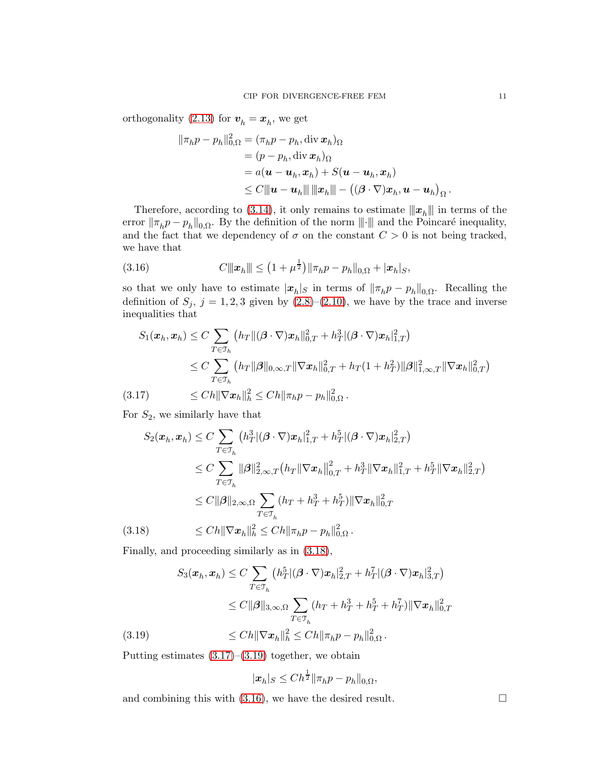orthogonality (2.13) for $\boldsymbol{v}_h = \boldsymbol{x}_h$, we get

$$
\begin{aligned}
\|\pi_h p - p_h\|_{0,\Omega}^2 &= (\pi_h p - p_h, \operatorname{div} \boldsymbol{x}_h)_\Omega \\
&= (p - p_h, \operatorname{div} \boldsymbol{x}_h)_\Omega \\
&= a(\boldsymbol{u} - \boldsymbol{u}_h, \boldsymbol{x}_h) + S(\boldsymbol{u} - \boldsymbol{u}_h, \boldsymbol{x}_h) \\
&\leq C |\!|\!| \boldsymbol{u} - \boldsymbol{u}_h |\!|\!| \, |\!|\!| \boldsymbol{x}_h |\!|\!| - \big((\boldsymbol{\beta} \cdot \nabla)\boldsymbol{x}_h, \boldsymbol{u} - \boldsymbol{u}_h\big)_\Omega .
\end{aligned}
$$

Therefore, according to (3.14), it only remains to estimate $|\!|\!| \boldsymbol{x}_h |\!|\!|$ in terms of the error $\|\pi_h p - p_h\|_{0,\Omega}$. By the definition of the norm $|\!|\!| \cdot |\!|\!|$ and the Poincaré inequality, and the fact that we dependency of $\sigma$ on the constant $C > 0$ is not being tracked, we have that

$$
C |\!|\!| \boldsymbol{x}_h |\!|\!| \leq \big(1 + \mu^{\frac{1}{2}}\big) \|\pi_h p - p_h\|_{0,\Omega} + |\boldsymbol{x}_h|_S, \tag{3.16}
$$

so that we only have to estimate $|\boldsymbol{x}_h|_S$ in terms of $\|\pi_h p - p_h\|_{0,\Omega}$. Recalling the definition of $S_j$, $j = 1, 2, 3$ given by (2.8)–(2.10), we have by the trace and inverse inequalities that

$$
\begin{aligned}
S_1(\boldsymbol{x}_h, \boldsymbol{x}_h) &\leq C \sum_{T \in \mathcal{T}_h} \big( h_T \|(\boldsymbol{\beta} \cdot \nabla)\boldsymbol{x}_h\|_{0,T}^2 + h_T^3 |(\boldsymbol{\beta} \cdot \nabla)\boldsymbol{x}_h|_{1,T}^2 \big) \\
&\leq C \sum_{T \in \mathcal{T}_h} \big( h_T \|\boldsymbol{\beta}\|_{0,\infty,T} \|\nabla \boldsymbol{x}_h\|_{0,T}^2 + h_T (1 + h_T^2) \|\boldsymbol{\beta}\|_{1,\infty,T}^2 \|\nabla \boldsymbol{x}_h\|_{0,T}^2 \big) \\
&\leq C h \|\nabla \boldsymbol{x}_h\|_h^2 \leq C h \|\pi_h p - p_h\|_{0,\Omega}^2 .
\end{aligned} \tag{3.17}
$$

For $S_2$, we similarly have that

$$
\begin{aligned}
S_2(\boldsymbol{x}_h, \boldsymbol{x}_h) &\leq C \sum_{T \in \mathcal{T}_h} \big( h_T^3 |(\boldsymbol{\beta} \cdot \nabla)\boldsymbol{x}_h|_{1,T}^2 + h_T^5 |(\boldsymbol{\beta} \cdot \nabla)\boldsymbol{x}_h|_{2,T}^2 \big) \\
&\leq C \sum_{T \in \mathcal{T}_h} \|\boldsymbol{\beta}\|_{2,\infty,T}^2 \big( h_T \|\nabla \boldsymbol{x}_h\|_{0,T}^2 + h_T^3 \|\nabla \boldsymbol{x}_h\|_{1,T}^2 + h_T^5 \|\nabla \boldsymbol{x}_h\|_{2,T}^2 \big) \\
&\leq C \|\boldsymbol{\beta}\|_{2,\infty,\Omega} \sum_{T \in \mathcal{T}_h} (h_T + h_T^3 + h_T^5) \|\nabla \boldsymbol{x}_h\|_{0,T}^2 \\
&\leq C h \|\nabla \boldsymbol{x}_h\|_h^2 \leq C h \|\pi_h p - p_h\|_{0,\Omega}^2 .
\end{aligned} \tag{3.18}
$$

Finally, and proceeding similarly as in (3.18),

$$
\begin{aligned}
S_3(\boldsymbol{x}_h, \boldsymbol{x}_h) &\leq C \sum_{T \in \mathcal{T}_h} \big( h_T^5 |(\boldsymbol{\beta} \cdot \nabla)\boldsymbol{x}_h|_{2,T}^2 + h_T^7 |(\boldsymbol{\beta} \cdot \nabla)\boldsymbol{x}_h|_{3,T}^2 \big) \\
&\leq C \|\boldsymbol{\beta}\|_{3,\infty,\Omega} \sum_{T \in \mathcal{T}_h} (h_T + h_T^3 + h_T^5 + h_T^7) \|\nabla \boldsymbol{x}_h\|_{0,T}^2 \\
&\leq C h \|\nabla \boldsymbol{x}_h\|_h^2 \leq C h \|\pi_h p - p_h\|_{0,\Omega}^2 .
\end{aligned} \tag{3.19}
$$

Putting estimates (3.17)–(3.19) together, we obtain

$$
|\boldsymbol{x}_h|_S \leq C h^{\frac{1}{2}} \|\pi_h p - p_h\|_{0,\Omega},
$$

and combining this with (3.16), we have the desired result. □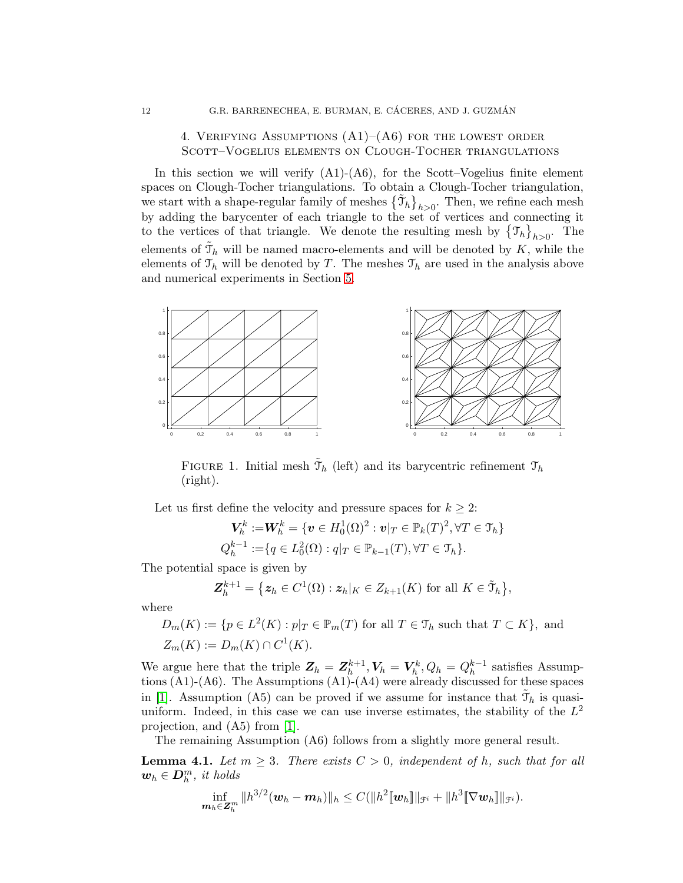## 4. Verifying Assumptions (A1)–(A6) for the lowest order Scott–Vogelius elements on Clough-Tocher triangulations

In this section we will verify (A1)-(A6), for the Scott–Vogelius finite element spaces on Clough-Tocher triangulations. To obtain a Clough-Tocher triangulation, we start with a shape-regular family of meshes $\{\tilde{\mathcal{T}}_h\}_{h>0}$. Then, we refine each mesh by adding the barycenter of each triangle to the set of vertices and connecting it to the vertices of that triangle. We denote the resulting mesh by $\{\mathcal{T}_h\}_{h>0}$. The elements of $\tilde{\mathcal{T}}_h$ will be named macro-elements and will be denoted by $K$, while the elements of $\mathcal{T}_h$ will be denoted by $T$. The meshes $\mathcal{T}_h$ are used in the analysis above and numerical experiments in Section 5.

Figure 1. Initial mesh $\tilde{\mathcal{T}}_h$ (left) and its barycentric refinement $\mathcal{T}_h$ (right).

Let us first define the velocity and pressure spaces for $k \geq 2$:

$$\boldsymbol{V}_h^k := \boldsymbol{W}_h^k = \{\boldsymbol{v} \in H_0^1(\Omega)^2 : \boldsymbol{v}|_T \in \mathbb{P}_k(T)^2, \forall T \in \mathcal{T}_h\}$$

$$Q_h^{k-1} := \{q \in L_0^2(\Omega) : q|_T \in \mathbb{P}_{k-1}(T), \forall T \in \mathcal{T}_h\}.$$

The potential space is given by

$$\boldsymbol{Z}_h^{k+1} = \{\boldsymbol{z}_h \in C^1(\Omega) : \boldsymbol{z}_h|_K \in Z_{k+1}(K) \text{ for all } K \in \tilde{\mathcal{T}}_h\},$$

where

$$D_m(K) := \{p \in L^2(K) : p|_T \in \mathbb{P}_m(T) \text{ for all } T \in \mathcal{T}_h \text{ such that } T \subset K\}, \text{ and}$$

$$Z_m(K) := D_m(K) \cap C^1(K).$$

We argue here that the triple $\boldsymbol{Z}_h = \boldsymbol{Z}_h^{k+1}, \boldsymbol{V}_h = \boldsymbol{V}_h^k, Q_h = Q_h^{k-1}$ satisfies Assumptions (A1)-(A6). The Assumptions (A1)-(A4) were already discussed for these spaces in [1]. Assumption (A5) can be proved if we assume for instance that $\tilde{\mathcal{T}}_h$ is quasi-uniform. Indeed, in this case we can use inverse estimates, the stability of the $L^2$ projection, and (A5) from [1].

The remaining Assumption (A6) follows from a slightly more general result.

**Lemma 4.1.** *Let $m \geq 3$. There exists $C > 0$, independent of $h$, such that for all $\boldsymbol{w}_h \in \boldsymbol{D}_h^m$, it holds*

$$\inf_{\boldsymbol{m}_h \in \boldsymbol{Z}_h^m} \|h^{3/2}(\boldsymbol{w}_h - \boldsymbol{m}_h)\|_h \leq C(\|h^2 [\![\boldsymbol{w}_h]\!]\|_{\mathcal{F}^i} + \|h^3 [\![\nabla \boldsymbol{w}_h]\!]\|_{\mathcal{F}^i}).$$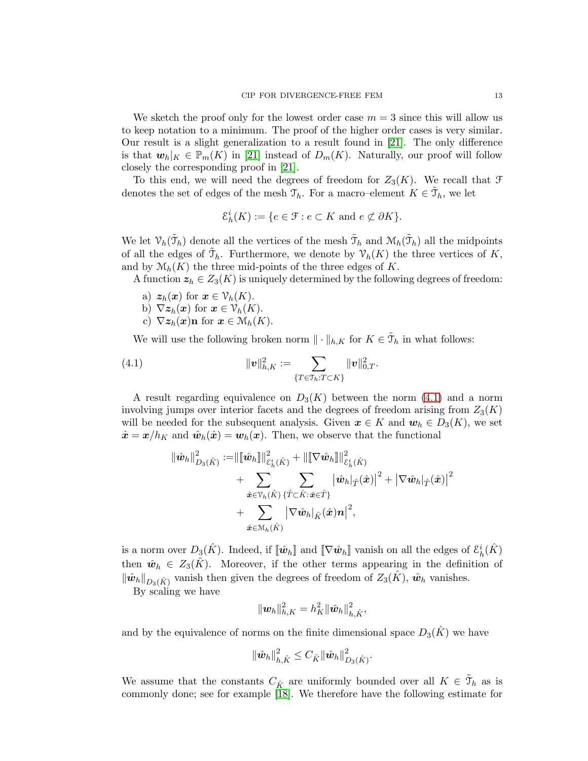We sketch the proof only for the lowest order case $m = 3$ since this will allow us to keep notation to a minimum. The proof of the higher order cases is very similar. Our result is a slight generalization to a result found in [21]. The only difference is that $\boldsymbol{w}_h|_K \in \mathbb{P}_m(K)$ in [21] instead of $D_m(K)$. Naturally, our proof will follow closely the corresponding proof in [21].

To this end, we will need the degrees of freedom for $Z_3(K)$. We recall that $\mathcal{F}$ denotes the set of edges of the mesh $\mathcal{T}_h$. For a macro–element $K \in \tilde{\mathcal{T}}_h$, we let

$$\mathcal{E}_h^i(K) := \{e \in \mathcal{F} : e \subset K \text{ and } e \not\subset \partial K\}.$$

We let $\mathcal{V}_h(\tilde{\mathcal{T}}_h)$ denote all the vertices of the mesh $\tilde{\mathcal{T}}_h$ and $\mathcal{M}_h(\tilde{\mathcal{T}}_h)$ all the midpoints of all the edges of $\tilde{\mathcal{T}}_h$. Furthermore, we denote by $\mathcal{V}_h(K)$ the three vertices of $K$, and by $\mathcal{M}_h(K)$ the three mid-points of the three edges of $K$.

A function $\boldsymbol{z}_h \in Z_3(K)$ is uniquely determined by the following degrees of freedom:

a) $\boldsymbol{z}_h(\boldsymbol{x})$ for $\boldsymbol{x} \in \mathcal{V}_h(K)$.
b) $\nabla \boldsymbol{z}_h(\boldsymbol{x})$ for $\boldsymbol{x} \in \mathcal{V}_h(K)$.
c) $\nabla \boldsymbol{z}_h(\boldsymbol{x})\mathbf{n}$ for $\boldsymbol{x} \in \mathcal{M}_h(K)$.

We will use the following broken norm $\|\cdot\|_{h,K}$ for $K \in \tilde{\mathcal{T}}_h$ in what follows:

$$\|\boldsymbol{v}\|_{h,K}^2 := \sum_{\{T \in \mathcal{T}_h : T \subset K\}} \|\boldsymbol{v}\|_{0,T}^2. \tag{4.1}$$

A result regarding equivalence on $D_3(K)$ between the norm (4.1) and a norm involving jumps over interior facets and the degrees of freedom arising from $Z_3(K)$ will be needed for the subsequent analysis. Given $\boldsymbol{x} \in K$ and $\boldsymbol{w}_h \in D_3(K)$, we set $\hat{\boldsymbol{x}} = \boldsymbol{x}/h_K$ and $\hat{\boldsymbol{w}}_h(\hat{\boldsymbol{x}}) = \boldsymbol{w}_h(\boldsymbol{x})$. Then, we observe that the functional

$$\begin{aligned}
\|\hat{\boldsymbol{w}}_h\|_{D_3(\hat{K})}^2 :=& \|[\![\hat{\boldsymbol{w}}_h]\!]\|_{\mathcal{E}_h^i(\hat{K})}^2 + \|[\![\nabla \hat{\boldsymbol{w}}_h]\!]\|_{\mathcal{E}_h^i(\hat{K})}^2 \\
&+ \sum_{\hat{\boldsymbol{x}} \in \mathcal{V}_h(\hat{K})} \sum_{\{\hat{T} \subset \hat{K} : \hat{\boldsymbol{x}} \in \hat{T}\}} \left|\hat{\boldsymbol{w}}_h|_{\hat{T}}(\hat{\boldsymbol{x}})\right|^2 + \left|\nabla \hat{\boldsymbol{w}}_h|_{\hat{T}}(\hat{\boldsymbol{x}})\right|^2 \\
&+ \sum_{\hat{\boldsymbol{x}} \in \mathcal{M}_h(\hat{K})} \left|\nabla \hat{\boldsymbol{w}}_h|_{\hat{K}}(\hat{\boldsymbol{x}})\boldsymbol{n}\right|^2,
\end{aligned}$$

is a norm over $D_3(\hat{K})$. Indeed, if $[\![\hat{\boldsymbol{w}}_h]\!]$ and $[\![\nabla \hat{\boldsymbol{w}}_h]\!]$ vanish on all the edges of $\mathcal{E}_h^i(\hat{K})$ then $\hat{\boldsymbol{w}}_h \in Z_3(\hat{K})$. Moreover, if the other terms appearing in the definition of $\|\hat{\boldsymbol{w}}_h\|_{D_3(\hat{K})}$ vanish then given the degrees of freedom of $Z_3(\hat{K})$, $\hat{\boldsymbol{w}}_h$ vanishes.

By scaling we have

$$\|\boldsymbol{w}_h\|_{h,K}^2 = h_K^2 \|\hat{\boldsymbol{w}}_h\|_{h,\hat{K}}^2,$$

and by the equivalence of norms on the finite dimensional space $D_3(\hat{K})$ we have

$$\|\hat{\boldsymbol{w}}_h\|_{h,\hat{K}}^2 \leq C_{\hat{K}} \|\hat{\boldsymbol{w}}_h\|_{D_3(\hat{K})}^2.$$

We assume that the constants $C_{\hat{K}}$ are uniformly bounded over all $K \in \tilde{\mathcal{T}}_h$ as is commonly done; see for example [18]. We therefore have the following estimate for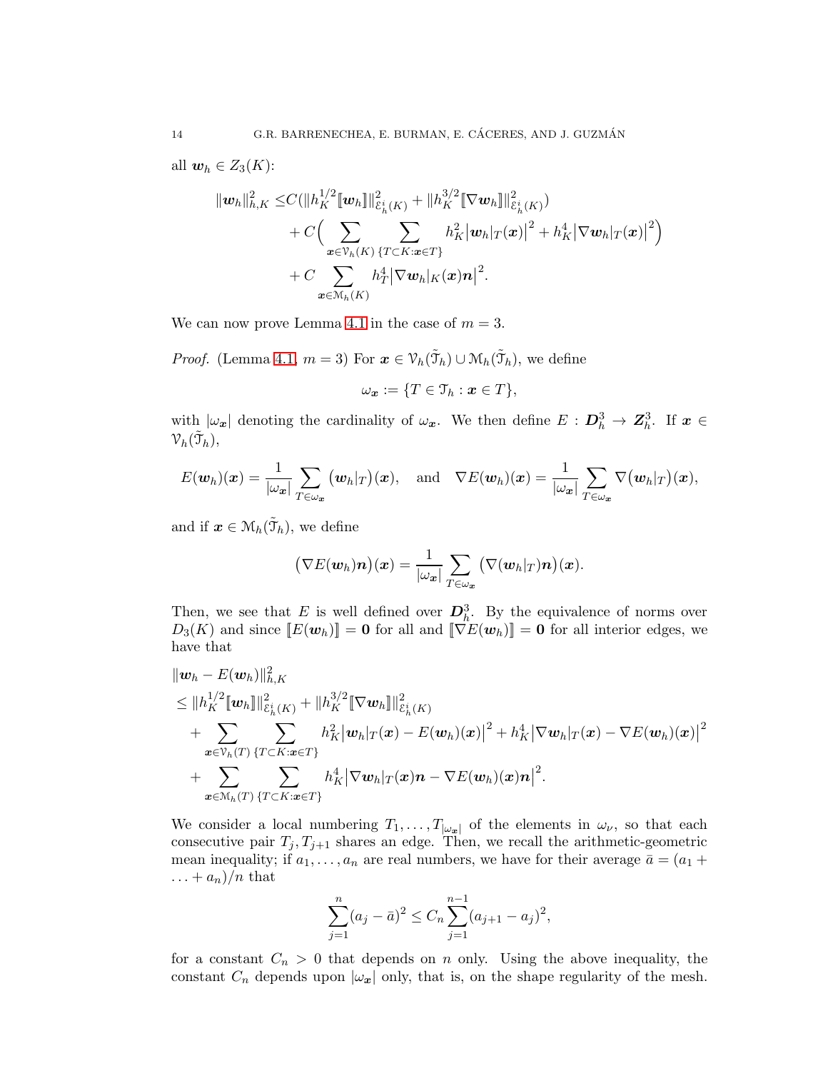all $\boldsymbol{w}_h \in Z_3(K)$:

$$
\begin{aligned}
\|\boldsymbol{w}_h\|_{h,K}^2 \leq & C(\|h_K^{1/2}[\![\boldsymbol{w}_h]\!]\|_{\mathcal{E}_h^i(K)}^2 + \|h_K^{3/2}[\![\nabla \boldsymbol{w}_h]\!]\|_{\mathcal{E}_h^i(K)}^2) \\
& + C\Big( \sum_{\boldsymbol{x}\in \mathcal{V}_h(K)} \sum_{\{T\subset K: \boldsymbol{x}\in T\}} h_K^2 \big|\boldsymbol{w}_h|_T(\boldsymbol{x})\big|^2 + h_K^4 \big|\nabla \boldsymbol{w}_h|_T(\boldsymbol{x})\big|^2 \Big) \\
& + C \sum_{\boldsymbol{x}\in \mathcal{M}_h(K)} h_T^4 \big|\nabla \boldsymbol{w}_h|_K(\boldsymbol{x})\boldsymbol{n}\big|^2.
\end{aligned}
$$

We can now prove Lemma 4.1 in the case of $m = 3$.

*Proof.* (Lemma 4.1, $m = 3$) For $\boldsymbol{x} \in \mathcal{V}_h(\tilde{\mathcal{T}}_h) \cup \mathcal{M}_h(\tilde{\mathcal{T}}_h)$, we define

$$
\omega_{\boldsymbol{x}} := \{T \in \mathcal{T}_h : \boldsymbol{x} \in T\},
$$

with $|\omega_{\boldsymbol{x}}|$ denoting the cardinality of $\omega_{\boldsymbol{x}}$. We then define $E : \boldsymbol{D}_h^3 \to \boldsymbol{Z}_h^3$. If $\boldsymbol{x} \in \mathcal{V}_h(\tilde{\mathcal{T}}_h)$,

$$
E(\boldsymbol{w}_h)(\boldsymbol{x}) = \frac{1}{|\omega_{\boldsymbol{x}}|} \sum_{T\in\omega_{\boldsymbol{x}}} \big(\boldsymbol{w}_h|_T\big)(\boldsymbol{x}), \quad \text{and} \quad \nabla E(\boldsymbol{w}_h)(\boldsymbol{x}) = \frac{1}{|\omega_{\boldsymbol{x}}|} \sum_{T\in\omega_{\boldsymbol{x}}} \nabla\big(\boldsymbol{w}_h|_T\big)(\boldsymbol{x}),
$$

and if $\boldsymbol{x} \in \mathcal{M}_h(\tilde{\mathcal{T}}_h)$, we define

$$
\big(\nabla E(\boldsymbol{w}_h)\boldsymbol{n}\big)(\boldsymbol{x}) = \frac{1}{|\omega_{\boldsymbol{x}}|} \sum_{T\in\omega_{\boldsymbol{x}}} \big(\nabla(\boldsymbol{w}_h|_T)\boldsymbol{n}\big)(\boldsymbol{x}).
$$

Then, we see that $E$ is well defined over $\boldsymbol{D}_h^3$. By the equivalence of norms over $D_3(K)$ and since $[\![E(\boldsymbol{w}_h)]\!] = \boldsymbol{0}$ for all and $[\![\nabla E(\boldsymbol{w}_h)]\!] = \boldsymbol{0}$ for all interior edges, we have that

$$
\begin{aligned}
&\|\boldsymbol{w}_h - E(\boldsymbol{w}_h)\|_{h,K}^2 \\
&\leq \|h_K^{1/2}[\![\boldsymbol{w}_h]\!]\|_{\mathcal{E}_h^i(K)}^2 + \|h_K^{3/2}[\![\nabla \boldsymbol{w}_h]\!]\|_{\mathcal{E}_h^i(K)}^2 \\
&\quad + \sum_{\boldsymbol{x}\in \mathcal{V}_h(T)} \sum_{\{T\subset K: \boldsymbol{x}\in T\}} h_K^2 \big|\boldsymbol{w}_h|_T(\boldsymbol{x}) - E(\boldsymbol{w}_h)(\boldsymbol{x})\big|^2 + h_K^4 \big|\nabla \boldsymbol{w}_h|_T(\boldsymbol{x}) - \nabla E(\boldsymbol{w}_h)(\boldsymbol{x})\big|^2 \\
&\quad + \sum_{\boldsymbol{x}\in \mathcal{M}_h(T)} \sum_{\{T\subset K: \boldsymbol{x}\in T\}} h_K^4 \big|\nabla \boldsymbol{w}_h|_T(\boldsymbol{x})\boldsymbol{n} - \nabla E(\boldsymbol{w}_h)(\boldsymbol{x})\boldsymbol{n}\big|^2.
\end{aligned}
$$

We consider a local numbering $T_1, \ldots, T_{|\omega_{\boldsymbol{x}}|}$ of the elements in $\omega_\nu$, so that each consecutive pair $T_j, T_{j+1}$ shares an edge. Then, we recall the arithmetic-geometric mean inequality; if $a_1, \ldots, a_n$ are real numbers, we have for their average $\bar{a} = (a_1 + \ldots + a_n)/n$ that

$$
\sum_{j=1}^{n} (a_j - \bar{a})^2 \leq C_n \sum_{j=1}^{n-1} (a_{j+1} - a_j)^2,
$$

for a constant $C_n > 0$ that depends on $n$ only. Using the above inequality, the constant $C_n$ depends upon $|\omega_{\boldsymbol{x}}|$ only, that is, on the shape regularity of the mesh.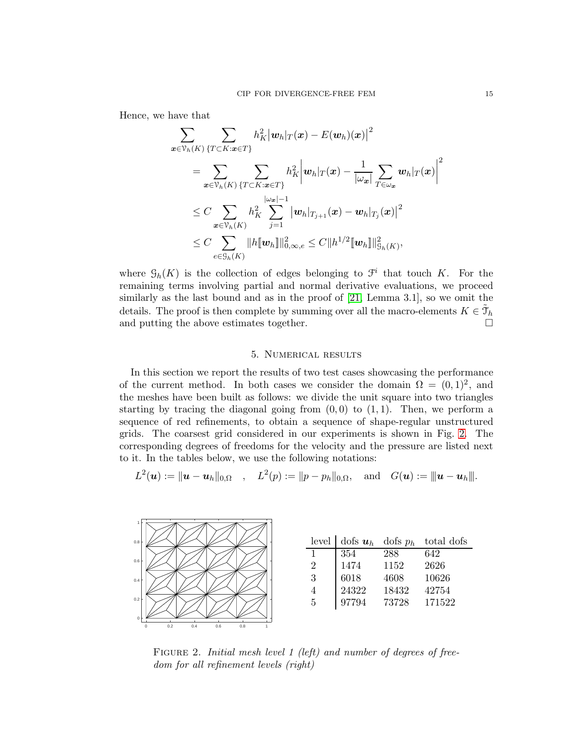Hence, we have that

$$
\begin{aligned}
&\sum_{\boldsymbol{x}\in\mathcal{V}_h(K)}\sum_{\{T\subset K:\boldsymbol{x}\in T\}} h_K^2\big|\boldsymbol{w}_h|_T(\boldsymbol{x})-E(\boldsymbol{w}_h)(\boldsymbol{x})\big|^2\\
&\quad=\sum_{\boldsymbol{x}\in\mathcal{V}_h(K)}\sum_{\{T\subset K:\boldsymbol{x}\in T\}} h_K^2\bigg|\boldsymbol{w}_h|_T(\boldsymbol{x})-\frac{1}{|\omega_{\boldsymbol{x}}|}\sum_{T\in\omega_{\boldsymbol{x}}}\boldsymbol{w}_h|_T(\boldsymbol{x})\bigg|^2\\
&\quad\le C\sum_{\boldsymbol{x}\in\mathcal{V}_h(K)} h_K^2\sum_{j=1}^{|\omega_{\boldsymbol{x}}|-1}\big|\boldsymbol{w}_h|_{T_{j+1}}(\boldsymbol{x})-\boldsymbol{w}_h|_{T_j}(\boldsymbol{x})\big|^2\\
&\quad\le C\sum_{e\in\mathcal{G}_h(K)}\|h[\![\boldsymbol{w}_h]\!]\|_{0,\infty,e}^2\le C\|h^{1/2}[\![\boldsymbol{w}_h]\!]\|_{\mathcal{G}_h(K)}^2,
\end{aligned}
$$

where $\mathcal{G}_h(K)$ is the collection of edges belonging to $\mathcal{F}^i$ that touch $K$. For the remaining terms involving partial and normal derivative evaluations, we proceed similarly as the last bound and as in the proof of [21, Lemma 3.1], so we omit the details. The proof is then complete by summing over all the macro-elements $K\in\tilde{\mathcal{T}}_h$ and putting the above estimates together. □

## 5. Numerical results

In this section we report the results of two test cases showcasing the performance of the current method. In both cases we consider the domain $\Omega=(0,1)^2$, and the meshes have been built as follows: we divide the unit square into two triangles starting by tracing the diagonal going from $(0,0)$ to $(1,1)$. Then, we perform a sequence of red refinements, to obtain a sequence of shape-regular unstructured grids. The coarsest grid considered in our experiments is shown in Fig. 2. The corresponding degrees of freedoms for the velocity and the pressure are listed next to it. In the tables below, we use the following notations:

$$
L^2(\boldsymbol{u}):=\|\boldsymbol{u}-\boldsymbol{u}_h\|_{0,\Omega}\quad,\quad L^2(p):=\|p-p_h\|_{0,\Omega},\quad\text{and}\quad G(\boldsymbol{u}):=|\!|\!|\boldsymbol{u}-\boldsymbol{u}_h|\!|\!|.
$$

| level | dofs $\boldsymbol{u}_h$ | dofs $p_h$ | total dofs |
|---|---|---|---|
| 1 | 354 | 288 | 642 |
| 2 | 1474 | 1152 | 2626 |
| 3 | 6018 | 4608 | 10626 |
| 4 | 24322 | 18432 | 42754 |
| 5 | 97794 | 73728 | 171522 |

Figure 2. *Initial mesh level 1 (left) and number of degrees of freedom for all refinement levels (right)*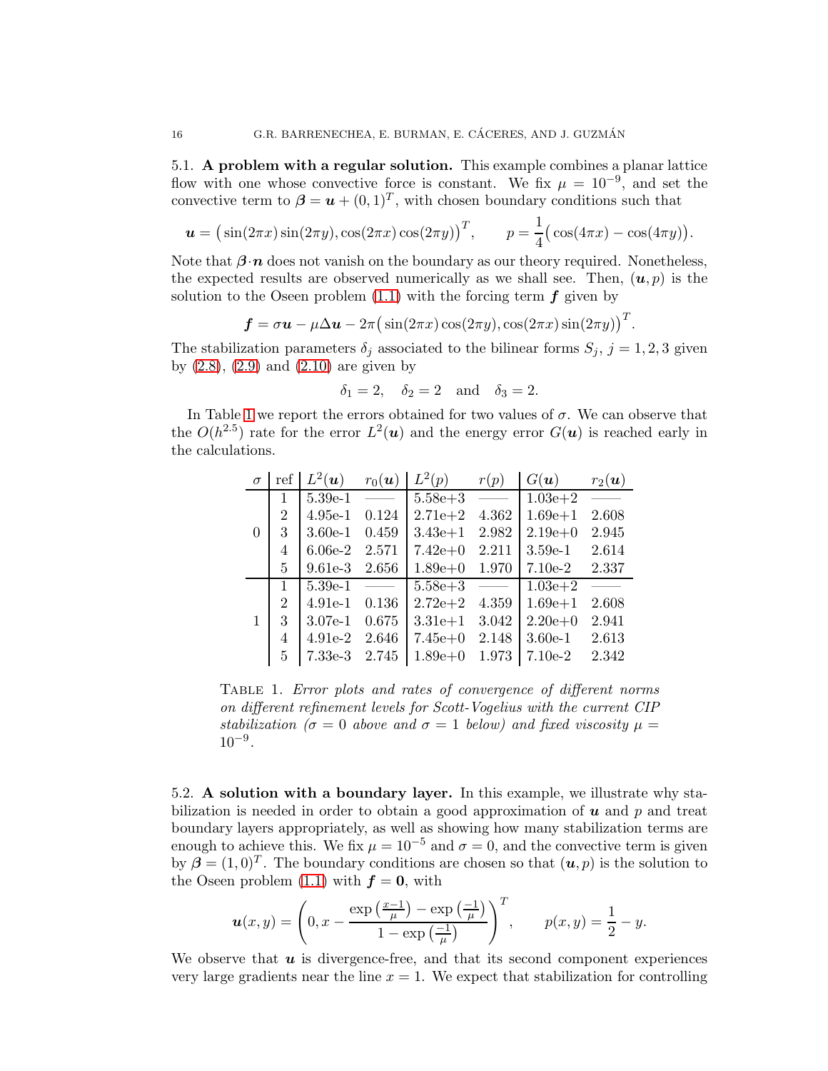### 5.1. **A problem with a regular solution.**

This example combines a planar lattice flow with one whose convective force is constant. We fix $\mu = 10^{-9}$, and set the convective term to $\boldsymbol{\beta} = \boldsymbol{u} + (0,1)^T$, with chosen boundary conditions such that

$$\boldsymbol{u} = \big(\sin(2\pi x)\sin(2\pi y), \cos(2\pi x)\cos(2\pi y)\big)^T, \qquad p = \frac{1}{4}\big(\cos(4\pi x) - \cos(4\pi y)\big).$$

Note that $\boldsymbol{\beta}\cdot\boldsymbol{n}$ does not vanish on the boundary as our theory required. Nonetheless, the expected results are observed numerically as we shall see. Then, $(\boldsymbol{u}, p)$ is the solution to the Oseen problem (1.1) with the forcing term $\boldsymbol{f}$ given by

$$\boldsymbol{f} = \sigma\boldsymbol{u} - \mu\Delta\boldsymbol{u} - 2\pi\big(\sin(2\pi x)\cos(2\pi y), \cos(2\pi x)\sin(2\pi y)\big)^T.$$

The stabilization parameters $\delta_j$ associated to the bilinear forms $S_j$, $j = 1,2,3$ given by (2.8), (2.9) and (2.10) are given by

$$\delta_1 = 2, \quad \delta_2 = 2 \quad \text{and} \quad \delta_3 = 2.$$

In Table 1 we report the errors obtained for two values of $\sigma$. We can observe that the $O(h^{2.5})$ rate for the error $L^2(\boldsymbol{u})$ and the energy error $G(\boldsymbol{u})$ is reached early in the calculations.

| $\sigma$ | ref | $L^2(\boldsymbol{u})$ | $r_0(\boldsymbol{u})$ | $L^2(p)$ | $r(p)$ | $G(\boldsymbol{u})$ | $r_2(\boldsymbol{u})$ |
|---|---|---|---|---|---|---|---|
| 0 | 1 | 5.39e-1 | —— | 5.58e+3 | —— | 1.03e+2 | —— |
| | 2 | 4.95e-1 | 0.124 | 2.71e+2 | 4.362 | 1.69e+1 | 2.608 |
| | 3 | 3.60e-1 | 0.459 | 3.43e+1 | 2.982 | 2.19e+0 | 2.945 |
| | 4 | 6.06e-2 | 2.571 | 7.42e+0 | 2.211 | 3.59e-1 | 2.614 |
| | 5 | 9.61e-3 | 2.656 | 1.89e+0 | 1.970 | 7.10e-2 | 2.337 |
| 1 | 1 | 5.39e-1 | —— | 5.58e+3 | —— | 1.03e+2 | —— |
| | 2 | 4.91e-1 | 0.136 | 2.72e+2 | 4.359 | 1.69e+1 | 2.608 |
| | 3 | 3.07e-1 | 0.675 | 3.31e+1 | 3.042 | 2.20e+0 | 2.941 |
| | 4 | 4.91e-2 | 2.646 | 7.45e+0 | 2.148 | 3.60e-1 | 2.613 |
| | 5 | 7.33e-3 | 2.745 | 1.89e+0 | 1.973 | 7.10e-2 | 2.342 |

Table 1. *Error plots and rates of convergence of different norms on different refinement levels for Scott-Vogelius with the current CIP stabilization ($\sigma = 0$ above and $\sigma = 1$ below) and fixed viscosity $\mu = 10^{-9}$.*

### 5.2. **A solution with a boundary layer.**

In this example, we illustrate why stabilization is needed in order to obtain a good approximation of $\boldsymbol{u}$ and $p$ and treat boundary layers appropriately, as well as showing how many stabilization terms are enough to achieve this. We fix $\mu = 10^{-5}$ and $\sigma = 0$, and the convective term is given by $\boldsymbol{\beta} = (1,0)^T$. The boundary conditions are chosen so that $(\boldsymbol{u}, p)$ is the solution to the Oseen problem (1.1) with $\boldsymbol{f} = \boldsymbol{0}$, with

$$\boldsymbol{u}(x,y) = \left(0, x - \frac{\exp\left(\frac{x-1}{\mu}\right) - \exp\left(\frac{-1}{\mu}\right)}{1 - \exp\left(\frac{-1}{\mu}\right)}\right)^T, \qquad p(x,y) = \frac{1}{2} - y.$$

We observe that $\boldsymbol{u}$ is divergence-free, and that its second component experiences very large gradients near the line $x = 1$. We expect that stabilization for controlling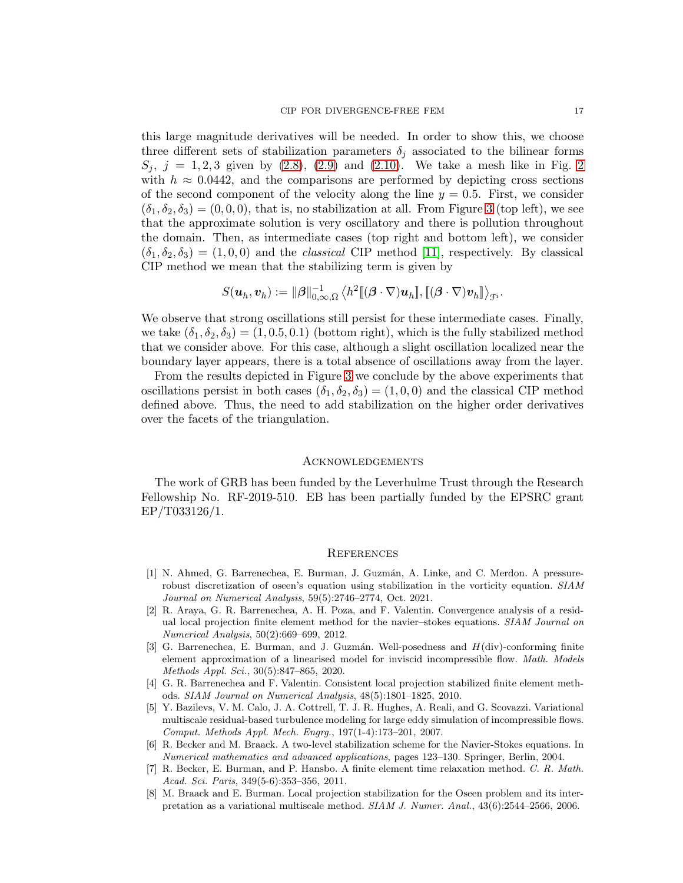this large magnitude derivatives will be needed. In order to show this, we choose three different sets of stabilization parameters $\delta_j$ associated to the bilinear forms $S_j$, $j = 1, 2, 3$ given by (2.8), (2.9) and (2.10). We take a mesh like in Fig. 2 with $h \approx 0.0442$, and the comparisons are performed by depicting cross sections of the second component of the velocity along the line $y = 0.5$. First, we consider $(\delta_1, \delta_2, \delta_3) = (0, 0, 0)$, that is, no stabilization at all. From Figure 3 (top left), we see that the approximate solution is very oscillatory and there is pollution throughout the domain. Then, as intermediate cases (top right and bottom left), we consider $(\delta_1, \delta_2, \delta_3) = (1, 0, 0)$ and the *classical* CIP method [11], respectively. By classical CIP method we mean that the stabilizing term is given by

$$S(\boldsymbol{u}_h, \boldsymbol{v}_h) := \|\boldsymbol{\beta}\|_{0,\infty,\Omega}^{-1} \left\langle h^2 [\![(\boldsymbol{\beta} \cdot \nabla)\boldsymbol{u}_h]\!], [\![(\boldsymbol{\beta} \cdot \nabla)\boldsymbol{v}_h]\!] \right\rangle_{\mathcal{F}^i}.$$

We observe that strong oscillations still persist for these intermediate cases. Finally, we take $(\delta_1, \delta_2, \delta_3) = (1, 0.5, 0.1)$ (bottom right), which is the fully stabilized method that we consider above. For this case, although a slight oscillation localized near the boundary layer appears, there is a total absence of oscillations away from the layer.

From the results depicted in Figure 3 we conclude by the above experiments that oscillations persist in both cases $(\delta_1, \delta_2, \delta_3) = (1, 0, 0)$ and the classical CIP method defined above. Thus, the need to add stabilization on the higher order derivatives over the facets of the triangulation.

## Acknowledgements

The work of GRB has been funded by the Leverhulme Trust through the Research Fellowship No. RF-2019-510. EB has been partially funded by the EPSRC grant EP/T033126/1.

## References

[1] N. Ahmed, G. Barrenechea, E. Burman, J. Guzmán, A. Linke, and C. Merdon. A pressure-robust discretization of oseen's equation using stabilization in the vorticity equation. *SIAM Journal on Numerical Analysis*, 59(5):2746–2774, Oct. 2021.

[2] R. Araya, G. R. Barrenechea, A. H. Poza, and F. Valentin. Convergence analysis of a residual local projection finite element method for the navier–stokes equations. *SIAM Journal on Numerical Analysis*, 50(2):669–699, 2012.

[3] G. Barrenechea, E. Burman, and J. Guzmán. Well-posedness and $H(\text{div})$-conforming finite element approximation of a linearised model for inviscid incompressible flow. *Math. Models Methods Appl. Sci.*, 30(5):847–865, 2020.

[4] G. R. Barrenechea and F. Valentin. Consistent local projection stabilized finite element methods. *SIAM Journal on Numerical Analysis*, 48(5):1801–1825, 2010.

[5] Y. Bazilevs, V. M. Calo, J. A. Cottrell, T. J. R. Hughes, A. Reali, and G. Scovazzi. Variational multiscale residual-based turbulence modeling for large eddy simulation of incompressible flows. *Comput. Methods Appl. Mech. Engrg.*, 197(1-4):173–201, 2007.

[6] R. Becker and M. Braack. A two-level stabilization scheme for the Navier-Stokes equations. In *Numerical mathematics and advanced applications*, pages 123–130. Springer, Berlin, 2004.

[7] R. Becker, E. Burman, and P. Hansbo. A finite element time relaxation method. *C. R. Math. Acad. Sci. Paris*, 349(5-6):353–356, 2011.

[8] M. Braack and E. Burman. Local projection stabilization for the Oseen problem and its interpretation as a variational multiscale method. *SIAM J. Numer. Anal.*, 43(6):2544–2566, 2006.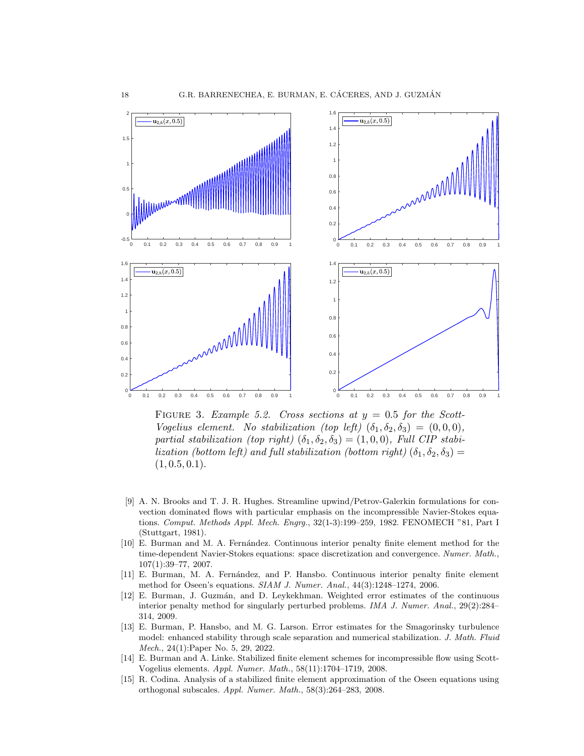FIGURE 3. *Example 5.2. Cross sections at $y = 0.5$ for the Scott-Vogelius element. No stabilization (top left) $(\delta_1, \delta_2, \delta_3) = (0, 0, 0)$, partial stabilization (top right) $(\delta_1, \delta_2, \delta_3) = (1, 0, 0)$, Full CIP stabilization (bottom left) and full stabilization (bottom right) $(\delta_1, \delta_2, \delta_3) = (1, 0.5, 0.1)$.*

[9] A. N. Brooks and T. J. R. Hughes. Streamline upwind/Petrov-Galerkin formulations for convection dominated flows with particular emphasis on the incompressible Navier-Stokes equations. *Comput. Methods Appl. Mech. Engrg.*, 32(1-3):199–259, 1982. FENOMECH "81, Part I (Stuttgart, 1981).

[10] E. Burman and M. A. Fernández. Continuous interior penalty finite element method for the time-dependent Navier-Stokes equations: space discretization and convergence. *Numer. Math.*, 107(1):39–77, 2007.

[11] E. Burman, M. A. Fernández, and P. Hansbo. Continuous interior penalty finite element method for Oseen's equations. *SIAM J. Numer. Anal.*, 44(3):1248–1274, 2006.

[12] E. Burman, J. Guzmán, and D. Leykekhman. Weighted error estimates of the continuous interior penalty method for singularly perturbed problems. *IMA J. Numer. Anal.*, 29(2):284–314, 2009.

[13] E. Burman, P. Hansbo, and M. G. Larson. Error estimates for the Smagorinsky turbulence model: enhanced stability through scale separation and numerical stabilization. *J. Math. Fluid Mech.*, 24(1):Paper No. 5, 29, 2022.

[14] E. Burman and A. Linke. Stabilized finite element schemes for incompressible flow using Scott-Vogelius elements. *Appl. Numer. Math.*, 58(11):1704–1719, 2008.

[15] R. Codina. Analysis of a stabilized finite element approximation of the Oseen equations using orthogonal subscales. *Appl. Numer. Math.*, 58(3):264–283, 2008.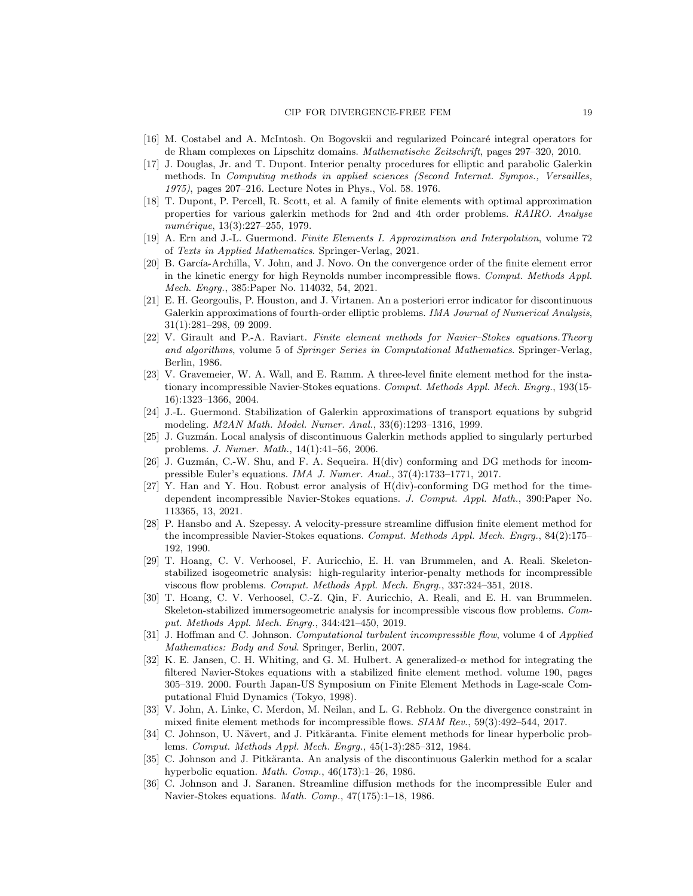[16] M. Costabel and A. McIntosh. On Bogovskii and regularized Poincaré integral operators for de Rham complexes on Lipschitz domains. *Mathematische Zeitschrift*, pages 297–320, 2010.

[17] J. Douglas, Jr. and T. Dupont. Interior penalty procedures for elliptic and parabolic Galerkin methods. In *Computing methods in applied sciences (Second Internat. Sympos., Versailles, 1975)*, pages 207–216. Lecture Notes in Phys., Vol. 58. 1976.

[18] T. Dupont, P. Percell, R. Scott, et al. A family of finite elements with optimal approximation properties for various galerkin methods for 2nd and 4th order problems. *RAIRO. Analyse numérique*, 13(3):227–255, 1979.

[19] A. Ern and J.-L. Guermond. *Finite Elements I. Approximation and Interpolation*, volume 72 of *Texts in Applied Mathematics*. Springer-Verlag, 2021.

[20] B. García-Archilla, V. John, and J. Novo. On the convergence order of the finite element error in the kinetic energy for high Reynolds number incompressible flows. *Comput. Methods Appl. Mech. Engrg.*, 385:Paper No. 114032, 54, 2021.

[21] E. H. Georgoulis, P. Houston, and J. Virtanen. An a posteriori error indicator for discontinuous Galerkin approximations of fourth-order elliptic problems. *IMA Journal of Numerical Analysis*, 31(1):281–298, 09 2009.

[22] V. Girault and P.-A. Raviart. *Finite element methods for Navier–Stokes equations.Theory and algorithms*, volume 5 of *Springer Series in Computational Mathematics*. Springer-Verlag, Berlin, 1986.

[23] V. Gravemeier, W. A. Wall, and E. Ramm. A three-level finite element method for the instationary incompressible Navier-Stokes equations. *Comput. Methods Appl. Mech. Engrg.*, 193(15-16):1323–1366, 2004.

[24] J.-L. Guermond. Stabilization of Galerkin approximations of transport equations by subgrid modeling. *M2AN Math. Model. Numer. Anal.*, 33(6):1293–1316, 1999.

[25] J. Guzmán. Local analysis of discontinuous Galerkin methods applied to singularly perturbed problems. *J. Numer. Math.*, 14(1):41–56, 2006.

[26] J. Guzmán, C.-W. Shu, and F. A. Sequeira. H(div) conforming and DG methods for incompressible Euler's equations. *IMA J. Numer. Anal.*, 37(4):1733–1771, 2017.

[27] Y. Han and Y. Hou. Robust error analysis of H(div)-conforming DG method for the time-dependent incompressible Navier-Stokes equations. *J. Comput. Appl. Math.*, 390:Paper No. 113365, 13, 2021.

[28] P. Hansbo and A. Szepessy. A velocity-pressure streamline diffusion finite element method for the incompressible Navier-Stokes equations. *Comput. Methods Appl. Mech. Engrg.*, 84(2):175–192, 1990.

[29] T. Hoang, C. V. Verhoosel, F. Auricchio, E. H. van Brummelen, and A. Reali. Skeleton-stabilized isogeometric analysis: high-regularity interior-penalty methods for incompressible viscous flow problems. *Comput. Methods Appl. Mech. Engrg.*, 337:324–351, 2018.

[30] T. Hoang, C. V. Verhoosel, C.-Z. Qin, F. Auricchio, A. Reali, and E. H. van Brummelen. Skeleton-stabilized immersogeometric analysis for incompressible viscous flow problems. *Comput. Methods Appl. Mech. Engrg.*, 344:421–450, 2019.

[31] J. Hoffman and C. Johnson. *Computational turbulent incompressible flow*, volume 4 of *Applied Mathematics: Body and Soul*. Springer, Berlin, 2007.

[32] K. E. Jansen, C. H. Whiting, and G. M. Hulbert. A generalized-$\alpha$ method for integrating the filtered Navier-Stokes equations with a stabilized finite element method. volume 190, pages 305–319. 2000. Fourth Japan-US Symposium on Finite Element Methods in Lage-scale Computational Fluid Dynamics (Tokyo, 1998).

[33] V. John, A. Linke, C. Merdon, M. Neilan, and L. G. Rebholz. On the divergence constraint in mixed finite element methods for incompressible flows. *SIAM Rev.*, 59(3):492–544, 2017.

[34] C. Johnson, U. Nävert, and J. Pitkäranta. Finite element methods for linear hyperbolic problems. *Comput. Methods Appl. Mech. Engrg.*, 45(1-3):285–312, 1984.

[35] C. Johnson and J. Pitkäranta. An analysis of the discontinuous Galerkin method for a scalar hyperbolic equation. *Math. Comp.*, 46(173):1–26, 1986.

[36] C. Johnson and J. Saranen. Streamline diffusion methods for the incompressible Euler and Navier-Stokes equations. *Math. Comp.*, 47(175):1–18, 1986.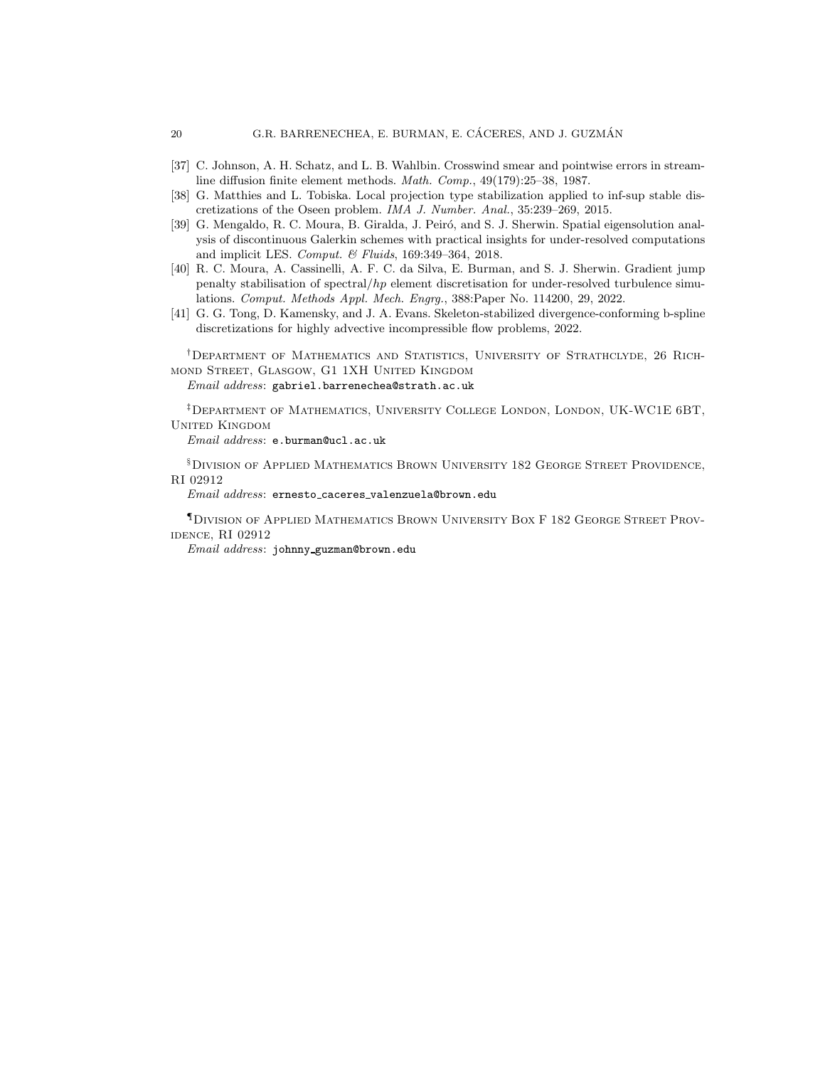[37] C. Johnson, A. H. Schatz, and L. B. Wahlbin. Crosswind smear and pointwise errors in streamline diffusion finite element methods. *Math. Comp.*, 49(179):25–38, 1987.

[38] G. Matthies and L. Tobiska. Local projection type stabilization applied to inf-sup stable discretizations of the Oseen problem. *IMA J. Number. Anal.*, 35:239–269, 2015.

[39] G. Mengaldo, R. C. Moura, B. Giralda, J. Peiró, and S. J. Sherwin. Spatial eigensolution analysis of discontinuous Galerkin schemes with practical insights for under-resolved computations and implicit LES. *Comput. & Fluids*, 169:349–364, 2018.

[40] R. C. Moura, A. Cassinelli, A. F. C. da Silva, E. Burman, and S. J. Sherwin. Gradient jump penalty stabilisation of spectral/*hp* element discretisation for under-resolved turbulence simulations. *Comput. Methods Appl. Mech. Engrg.*, 388:Paper No. 114200, 29, 2022.

[41] G. G. Tong, D. Kamensky, and J. A. Evans. Skeleton-stabilized divergence-conforming b-spline discretizations for highly advective incompressible flow problems, 2022.

[†] Department of Mathematics and Statistics, University of Strathclyde, 26 Richmond Street, Glasgow, G1 1XH United Kingdom

*Email address*: gabriel.barrenechea@strath.ac.uk

[‡] Department of Mathematics, University College London, London, UK-WC1E 6BT, United Kingdom

*Email address*: e.burman@ucl.ac.uk

[§] Division of Applied Mathematics Brown University 182 George Street Providence, RI 02912

*Email address*: ernesto_caceres_valenzuela@brown.edu

[¶] Division of Applied Mathematics Brown University Box F 182 George Street Providence, RI 02912

*Email address*: johnny_guzman@brown.edu